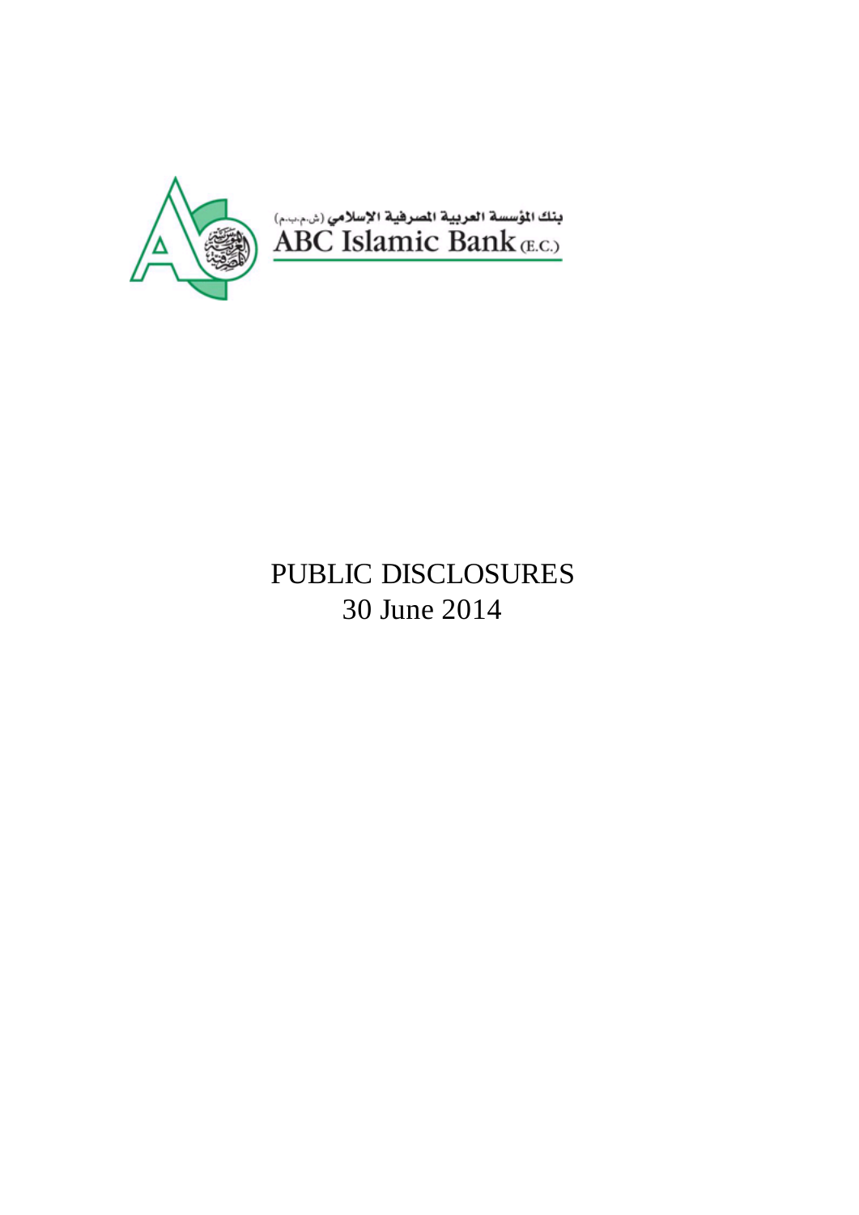بنك المؤسسة العربية المصرفية الإسلامي (ش.م.ب.م)

ABC Islamic Bank (E.C.)

# PUBLIC DISCLOSURES

## 30 June 2014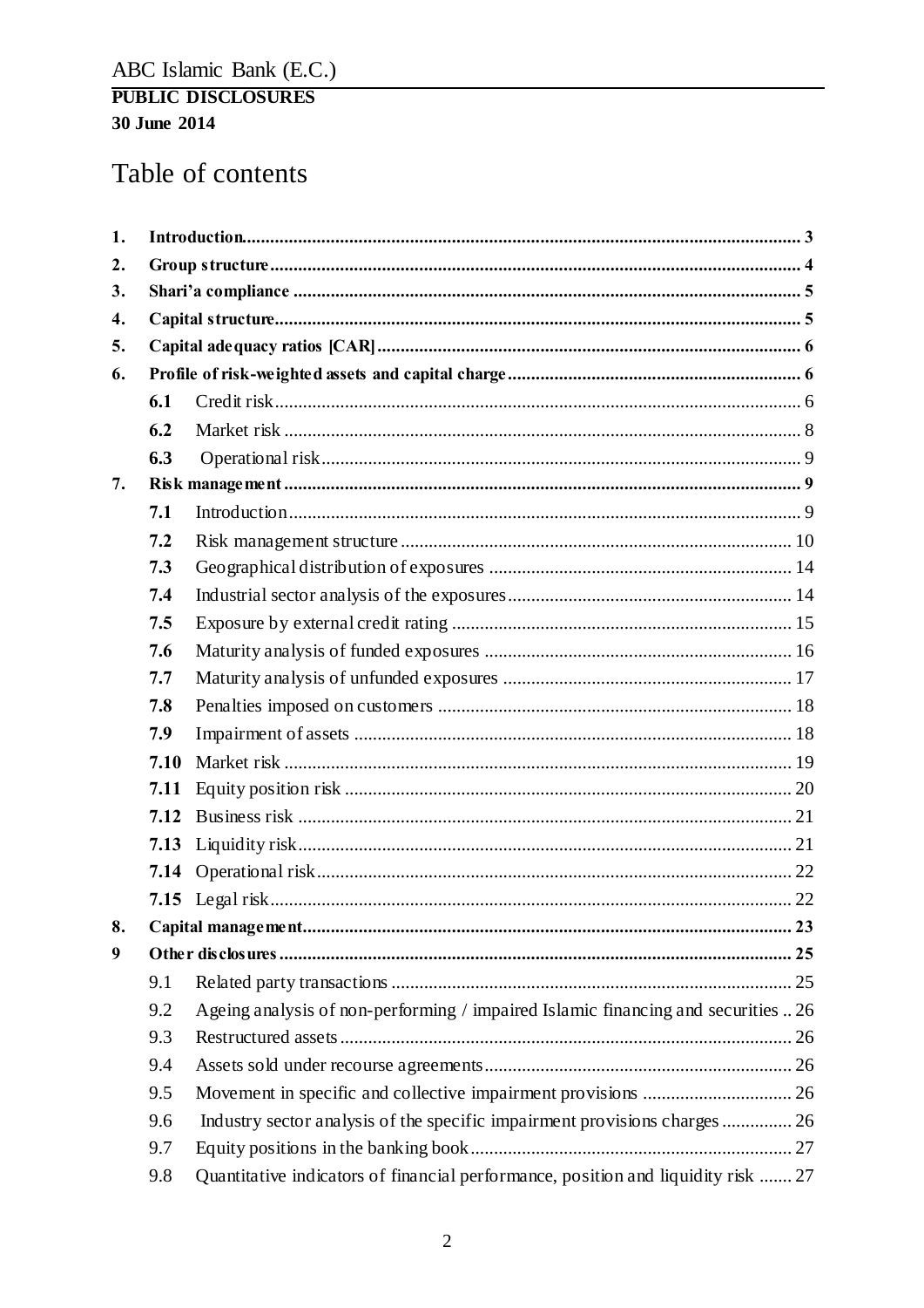ABC Islamic Bank (E.C.)

**PUBLIC DISCLOSURES**

**30 June 2014**

# Table of contents

| | | | |
|---|---|---|---|
| **1.** | **Introduction** | | **3** |
| **2.** | **Group structure** | | **4** |
| **3.** | **Shari'a compliance** | | **5** |
| **4.** | **Capital structure** | | **5** |
| **5.** | **Capital adequacy ratios [CAR]** | | **6** |
| **6.** | **Profile of risk-weighted assets and capital charge** | | **6** |
| | **6.1** | Credit risk | 6 |
| | **6.2** | Market risk | 8 |
| | **6.3** | Operational risk | 9 |
| **7.** | **Risk management** | | **9** |
| | **7.1** | Introduction | 9 |
| | **7.2** | Risk management structure | 10 |
| | **7.3** | Geographical distribution of exposures | 14 |
| | **7.4** | Industrial sector analysis of the exposures | 14 |
| | **7.5** | Exposure by external credit rating | 15 |
| | **7.6** | Maturity analysis of funded exposures | 16 |
| | **7.7** | Maturity analysis of unfunded exposures | 17 |
| | **7.8** | Penalties imposed on customers | 18 |
| | **7.9** | Impairment of assets | 18 |
| | **7.10** | Market risk | 19 |
| | **7.11** | Equity position risk | 20 |
| | **7.12** | Business risk | 21 |
| | **7.13** | Liquidity risk | 21 |
| | **7.14** | Operational risk | 22 |
| | **7.15** | Legal risk | 22 |
| **8.** | **Capital management** | | **23** |
| **9** | **Other disclosures** | | **25** |
| | 9.1 | Related party transactions | 25 |
| | 9.2 | Ageing analysis of non-performing / impaired Islamic financing and securities | 26 |
| | 9.3 | Restructured assets | 26 |
| | 9.4 | Assets sold under recourse agreements | 26 |
| | 9.5 | Movement in specific and collective impairment provisions | 26 |
| | 9.6 | Industry sector analysis of the specific impairment provisions charges | 26 |
| | 9.7 | Equity positions in the banking book | 27 |
| | 9.8 | Quantitative indicators of financial performance, position and liquidity risk | 27 |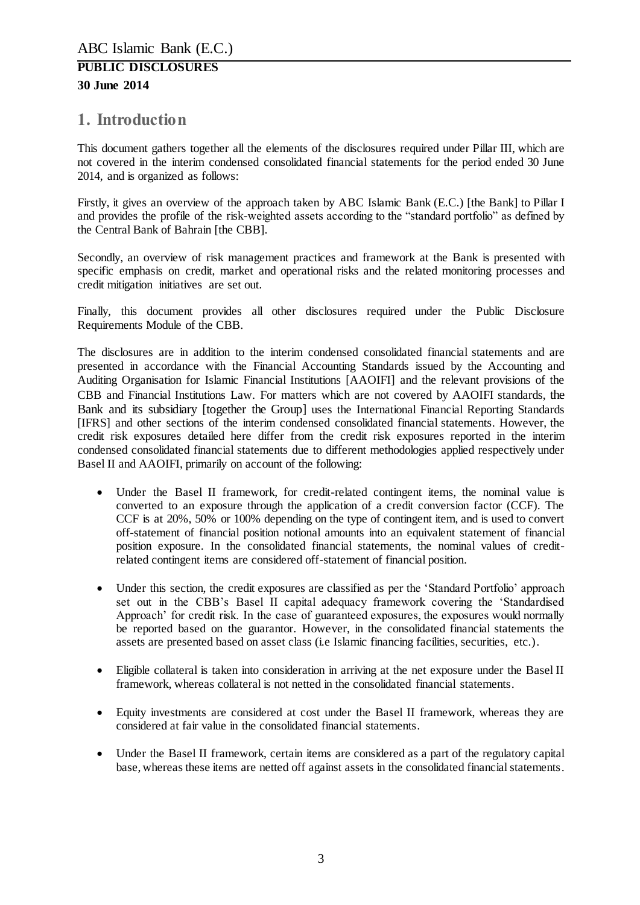# 1. Introduction

This document gathers together all the elements of the disclosures required under Pillar III, which are not covered in the interim condensed consolidated financial statements for the period ended 30 June 2014, and is organized as follows:

Firstly, it gives an overview of the approach taken by ABC Islamic Bank (E.C.) [the Bank] to Pillar I and provides the profile of the risk-weighted assets according to the "standard portfolio" as defined by the Central Bank of Bahrain [the CBB].

Secondly, an overview of risk management practices and framework at the Bank is presented with specific emphasis on credit, market and operational risks and the related monitoring processes and credit mitigation initiatives are set out.

Finally, this document provides all other disclosures required under the Public Disclosure Requirements Module of the CBB.

The disclosures are in addition to the interim condensed consolidated financial statements and are presented in accordance with the Financial Accounting Standards issued by the Accounting and Auditing Organisation for Islamic Financial Institutions [AAOIFI] and the relevant provisions of the CBB and Financial Institutions Law. For matters which are not covered by AAOIFI standards, the Bank and its subsidiary [together the Group] uses the International Financial Reporting Standards [IFRS] and other sections of the interim condensed consolidated financial statements. However, the credit risk exposures detailed here differ from the credit risk exposures reported in the interim condensed consolidated financial statements due to different methodologies applied respectively under Basel II and AAOIFI, primarily on account of the following:

- Under the Basel II framework, for credit-related contingent items, the nominal value is converted to an exposure through the application of a credit conversion factor (CCF). The CCF is at 20%, 50% or 100% depending on the type of contingent item, and is used to convert off-statement of financial position notional amounts into an equivalent statement of financial position exposure. In the consolidated financial statements, the nominal values of credit-related contingent items are considered off-statement of financial position.
- Under this section, the credit exposures are classified as per the 'Standard Portfolio' approach set out in the CBB's Basel II capital adequacy framework covering the 'Standardised Approach' for credit risk. In the case of guaranteed exposures, the exposures would normally be reported based on the guarantor. However, in the consolidated financial statements the assets are presented based on asset class (i.e Islamic financing facilities, securities, etc.).
- Eligible collateral is taken into consideration in arriving at the net exposure under the Basel II framework, whereas collateral is not netted in the consolidated financial statements.
- Equity investments are considered at cost under the Basel II framework, whereas they are considered at fair value in the consolidated financial statements.
- Under the Basel II framework, certain items are considered as a part of the regulatory capital base, whereas these items are netted off against assets in the consolidated financial statements.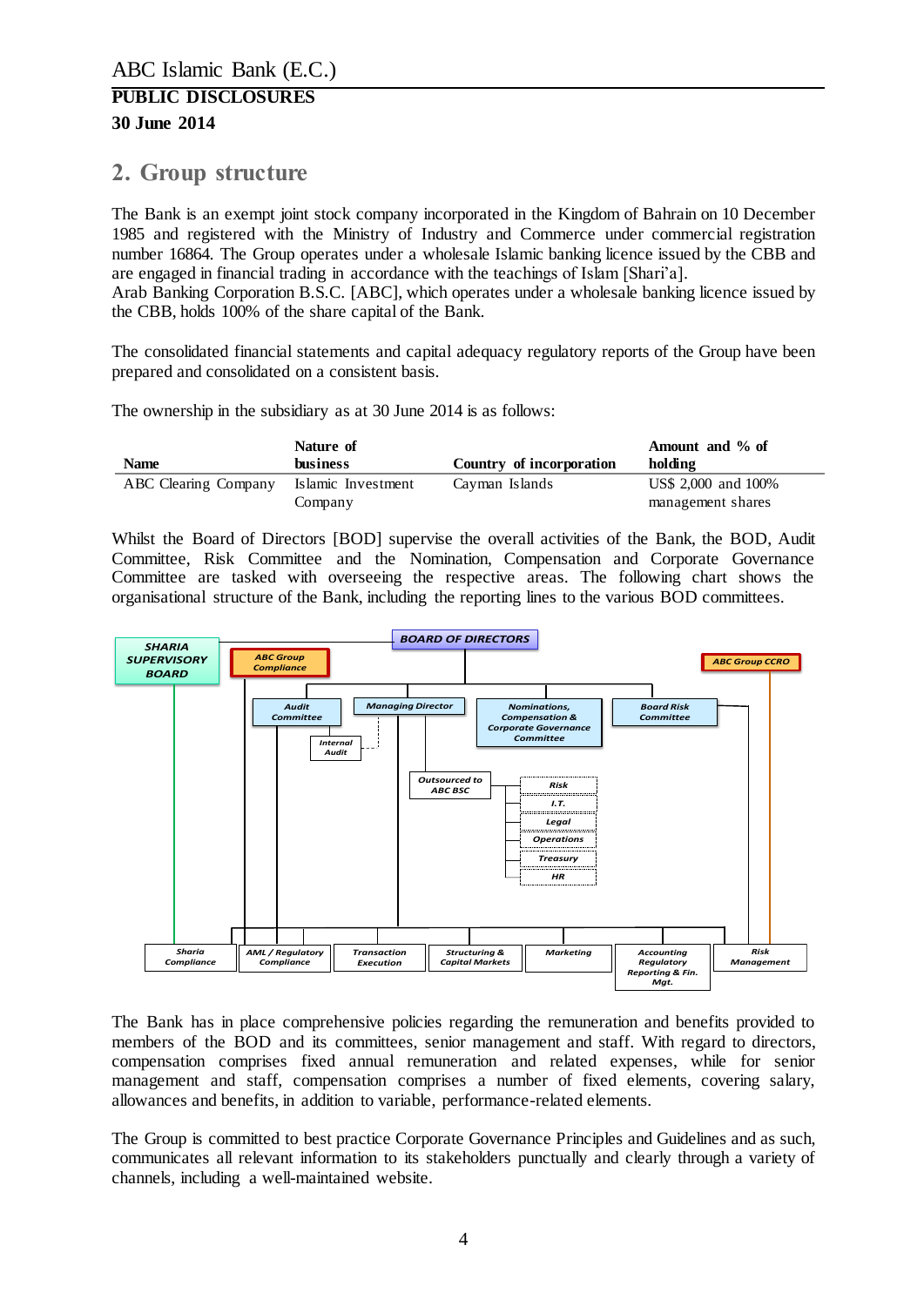## 2. Group structure

The Bank is an exempt joint stock company incorporated in the Kingdom of Bahrain on 10 December 1985 and registered with the Ministry of Industry and Commerce under commercial registration number 16864. The Group operates under a wholesale Islamic banking licence issued by the CBB and are engaged in financial trading in accordance with the teachings of Islam [Shari'a].
Arab Banking Corporation B.S.C. [ABC], which operates under a wholesale banking licence issued by the CBB, holds 100% of the share capital of the Bank.

The consolidated financial statements and capital adequacy regulatory reports of the Group have been prepared and consolidated on a consistent basis.

The ownership in the subsidiary as at 30 June 2014 is as follows:

| Name | Nature of business | Country of incorporation | Amount and % of holding |
|---|---|---|---|
| ABC Clearing Company | Islamic Investment Company | Cayman Islands | US$ 2,000 and 100% management shares |

Whilst the Board of Directors [BOD] supervise the overall activities of the Bank, the BOD, Audit Committee, Risk Committee and the Nomination, Compensation and Corporate Governance Committee are tasked with overseeing the respective areas. The following chart shows the organisational structure of the Bank, including the reporting lines to the various BOD committees.

SHARIA SUPERVISORY BOARD
ABC Group Compliance
BOARD OF DIRECTORS
ABC Group CCRO
Audit Committee
Internal Audit
Managing Director
Nominations, Compensation & Corporate Governance Committee
Board Risk Committee
Outsourced to ABC BSC
Risk
I.T.
Legal
Operations
Treasury
HR
Sharia Compliance
AML / Regulatory Compliance
Transaction Execution
Structuring & Capital Markets
Marketing
Accounting Regulatory Reporting & Fin. Mgt.
Risk Management

The Bank has in place comprehensive policies regarding the remuneration and benefits provided to members of the BOD and its committees, senior management and staff. With regard to directors, compensation comprises fixed annual remuneration and related expenses, while for senior management and staff, compensation comprises a number of fixed elements, covering salary, allowances and benefits, in addition to variable, performance-related elements.

The Group is committed to best practice Corporate Governance Principles and Guidelines and as such, communicates all relevant information to its stakeholders punctually and clearly through a variety of channels, including a well-maintained website.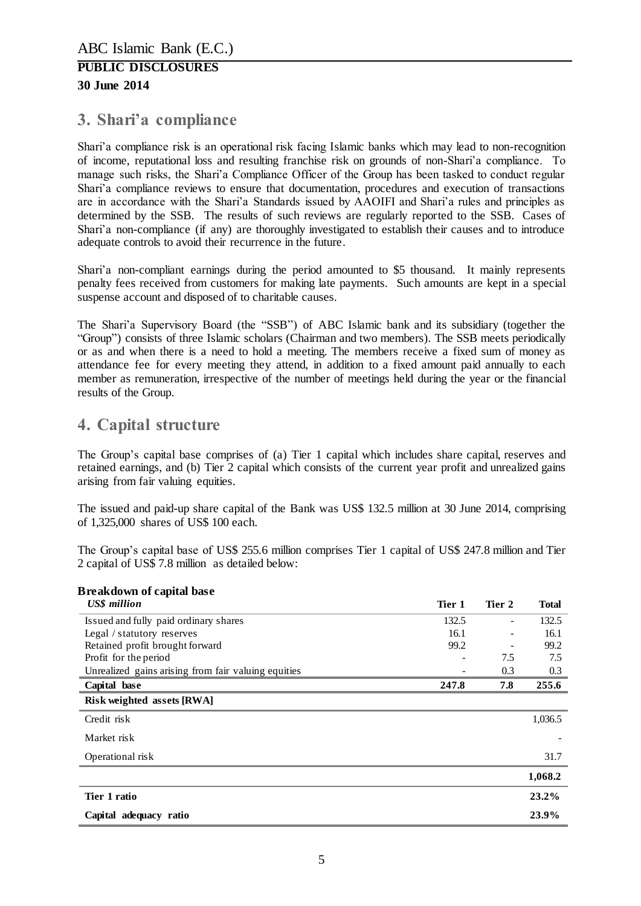## 3. Shari'a compliance

Shari'a compliance risk is an operational risk facing Islamic banks which may lead to non-recognition of income, reputational loss and resulting franchise risk on grounds of non-Shari'a compliance. To manage such risks, the Shari'a Compliance Officer of the Group has been tasked to conduct regular Shari'a compliance reviews to ensure that documentation, procedures and execution of transactions are in accordance with the Shari'a Standards issued by AAOIFI and Shari'a rules and principles as determined by the SSB. The results of such reviews are regularly reported to the SSB. Cases of Shari'a non-compliance (if any) are thoroughly investigated to establish their causes and to introduce adequate controls to avoid their recurrence in the future.

Shari'a non-compliant earnings during the period amounted to $5 thousand. It mainly represents penalty fees received from customers for making late payments. Such amounts are kept in a special suspense account and disposed of to charitable causes.

The Shari'a Supervisory Board (the "SSB") of ABC Islamic bank and its subsidiary (together the "Group") consists of three Islamic scholars (Chairman and two members). The SSB meets periodically or as and when there is a need to hold a meeting. The members receive a fixed sum of money as attendance fee for every meeting they attend, in addition to a fixed amount paid annually to each member as remuneration, irrespective of the number of meetings held during the year or the financial results of the Group.

## 4. Capital structure

The Group's capital base comprises of (a) Tier 1 capital which includes share capital, reserves and retained earnings, and (b) Tier 2 capital which consists of the current year profit and unrealized gains arising from fair valuing equities.

The issued and paid-up share capital of the Bank was US$ 132.5 million at 30 June 2014, comprising of 1,325,000 shares of US$ 100 each.

The Group's capital base of US$ 255.6 million comprises Tier 1 capital of US$ 247.8 million and Tier 2 capital of US$ 7.8 million as detailed below:

**Breakdown of capital base**

| *US$ million* | Tier 1 | Tier 2 | Total |
|---|---|---|---|
| Issued and fully paid ordinary shares | 132.5 | - | 132.5 |
| Legal / statutory reserves | 16.1 | - | 16.1 |
| Retained profit brought forward | 99.2 | - | 99.2 |
| Profit for the period | - | 7.5 | 7.5 |
| Unrealized gains arising from fair valuing equities | - | 0.3 | 0.3 |
| **Capital base** | **247.8** | **7.8** | **255.6** |
| **Risk weighted assets [RWA]** | | | |
| Credit risk | | | 1,036.5 |
| Market risk | | | - |
| Operational risk | | | 31.7 |
| | | | **1,068.2** |
| **Tier 1 ratio** | | | **23.2%** |
| **Capital adequacy ratio** | | | **23.9%** |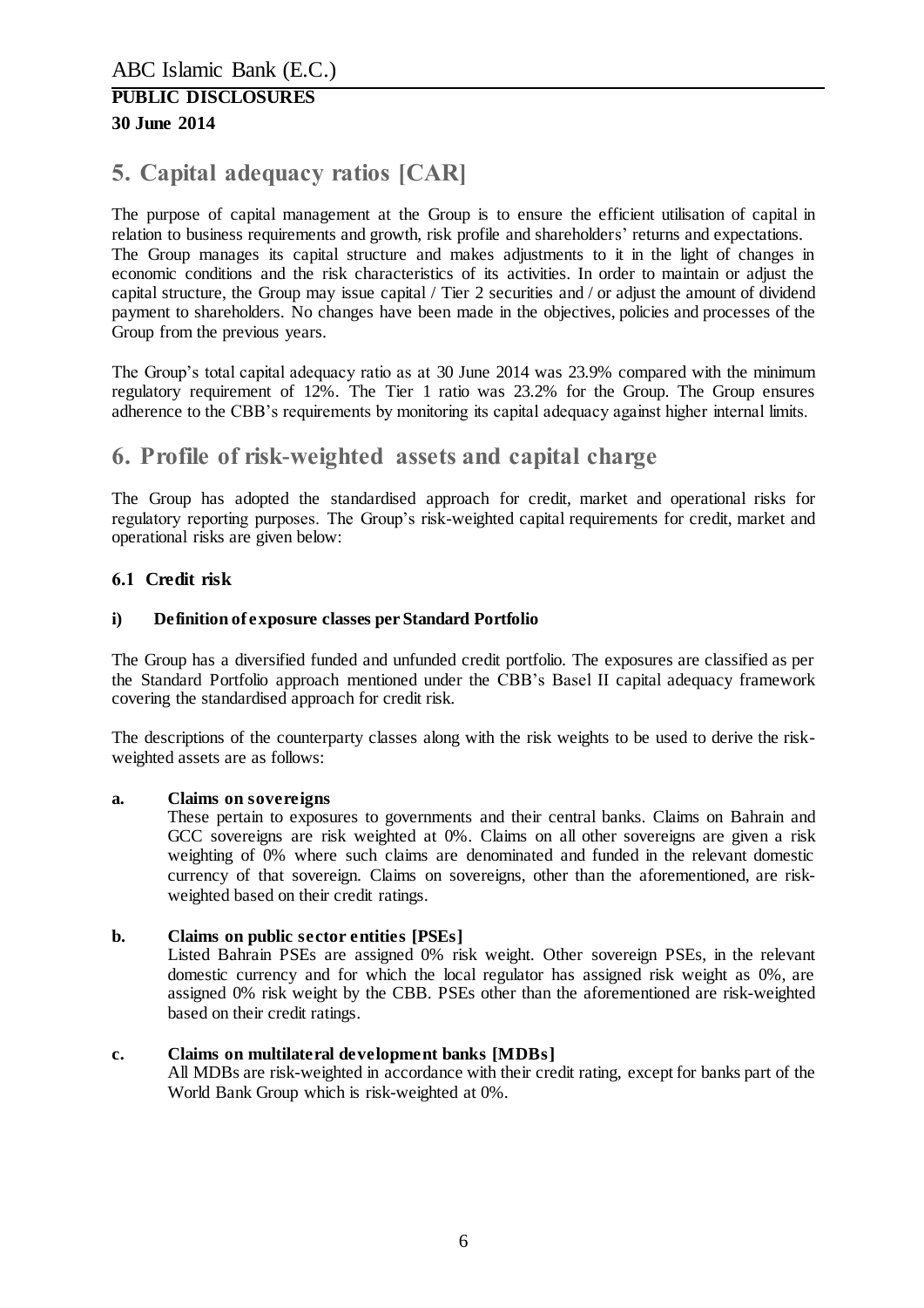# 5. Capital adequacy ratios [CAR]

The purpose of capital management at the Group is to ensure the efficient utilisation of capital in relation to business requirements and growth, risk profile and shareholders' returns and expectations. The Group manages its capital structure and makes adjustments to it in the light of changes in economic conditions and the risk characteristics of its activities. In order to maintain or adjust the capital structure, the Group may issue capital / Tier 2 securities and / or adjust the amount of dividend payment to shareholders. No changes have been made in the objectives, policies and processes of the Group from the previous years.

The Group's total capital adequacy ratio as at 30 June 2014 was 23.9% compared with the minimum regulatory requirement of 12%. The Tier 1 ratio was 23.2% for the Group. The Group ensures adherence to the CBB's requirements by monitoring its capital adequacy against higher internal limits.

# 6. Profile of risk-weighted assets and capital charge

The Group has adopted the standardised approach for credit, market and operational risks for regulatory reporting purposes. The Group's risk-weighted capital requirements for credit, market and operational risks are given below:

## 6.1 Credit risk

### i) Definition of exposure classes per Standard Portfolio

The Group has a diversified funded and unfunded credit portfolio. The exposures are classified as per the Standard Portfolio approach mentioned under the CBB's Basel II capital adequacy framework covering the standardised approach for credit risk.

The descriptions of the counterparty classes along with the risk weights to be used to derive the risk-weighted assets are as follows:

**a. Claims on sovereigns**

These pertain to exposures to governments and their central banks. Claims on Bahrain and GCC sovereigns are risk weighted at 0%. Claims on all other sovereigns are given a risk weighting of 0% where such claims are denominated and funded in the relevant domestic currency of that sovereign. Claims on sovereigns, other than the aforementioned, are risk-weighted based on their credit ratings.

**b. Claims on public sector entities [PSEs]**

Listed Bahrain PSEs are assigned 0% risk weight. Other sovereign PSEs, in the relevant domestic currency and for which the local regulator has assigned risk weight as 0%, are assigned 0% risk weight by the CBB. PSEs other than the aforementioned are risk-weighted based on their credit ratings.

**c. Claims on multilateral development banks [MDBs]**

All MDBs are risk-weighted in accordance with their credit rating, except for banks part of the World Bank Group which is risk-weighted at 0%.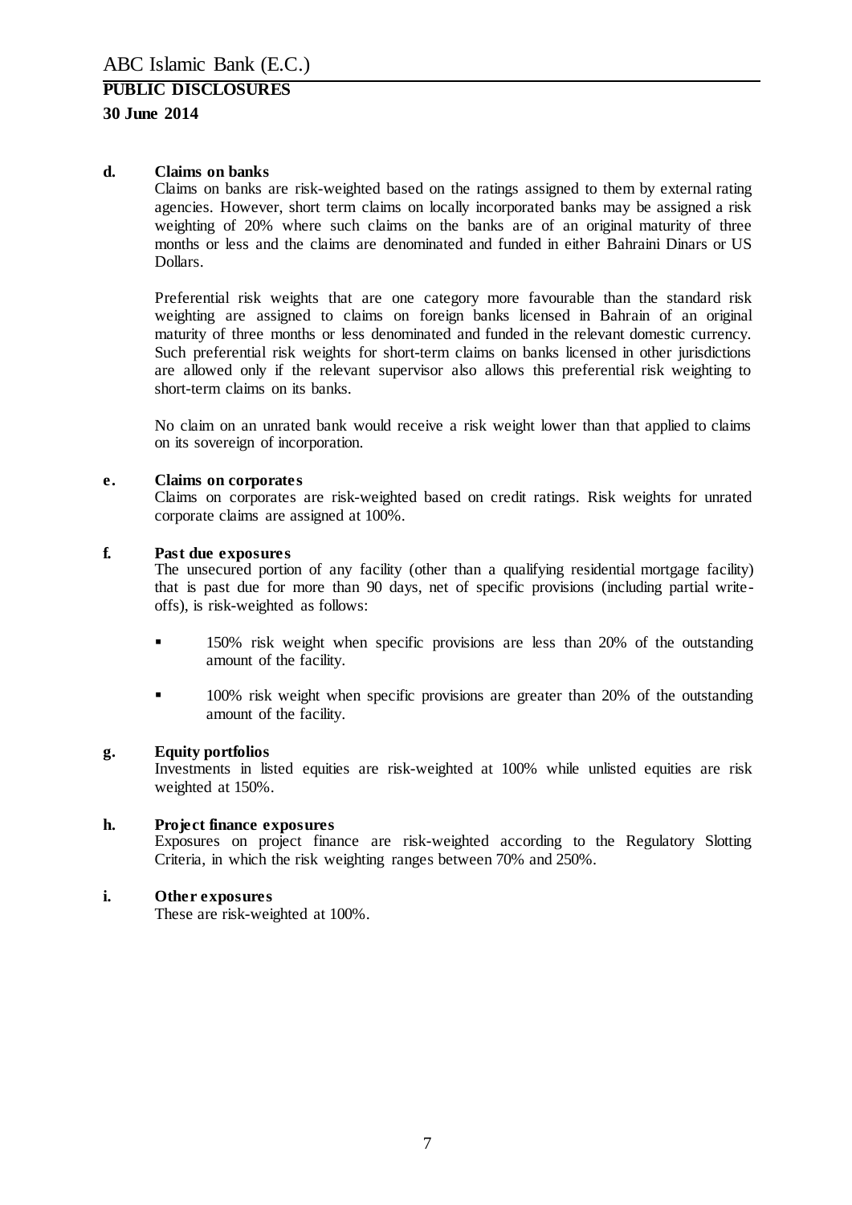**d. Claims on banks**

Claims on banks are risk-weighted based on the ratings assigned to them by external rating agencies. However, short term claims on locally incorporated banks may be assigned a risk weighting of 20% where such claims on the banks are of an original maturity of three months or less and the claims are denominated and funded in either Bahraini Dinars or US Dollars.

Preferential risk weights that are one category more favourable than the standard risk weighting are assigned to claims on foreign banks licensed in Bahrain of an original maturity of three months or less denominated and funded in the relevant domestic currency. Such preferential risk weights for short-term claims on banks licensed in other jurisdictions are allowed only if the relevant supervisor also allows this preferential risk weighting to short-term claims on its banks.

No claim on an unrated bank would receive a risk weight lower than that applied to claims on its sovereign of incorporation.

**e. Claims on corporates**

Claims on corporates are risk-weighted based on credit ratings. Risk weights for unrated corporate claims are assigned at 100%.

**f. Past due exposures**

The unsecured portion of any facility (other than a qualifying residential mortgage facility) that is past due for more than 90 days, net of specific provisions (including partial write-offs), is risk-weighted as follows:

- 150% risk weight when specific provisions are less than 20% of the outstanding amount of the facility.
- 100% risk weight when specific provisions are greater than 20% of the outstanding amount of the facility.

**g. Equity portfolios**

Investments in listed equities are risk-weighted at 100% while unlisted equities are risk weighted at 150%.

**h. Project finance exposures**

Exposures on project finance are risk-weighted according to the Regulatory Slotting Criteria, in which the risk weighting ranges between 70% and 250%.

**i. Other exposures**

These are risk-weighted at 100%.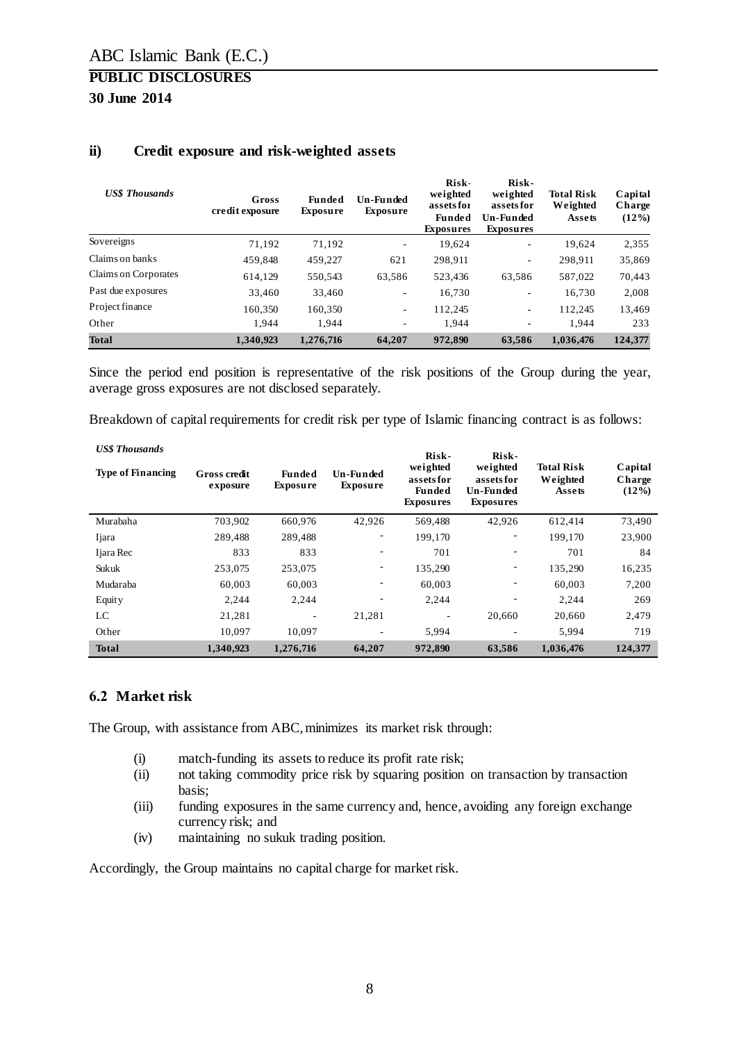### ii) Credit exposure and risk-weighted assets

| *US$ Thousands* | Gross credit exposure | Funded Exposure | Un-Funded Exposure | Risk-weighted assets for Funded Exposures | Risk-weighted assets for Un-Funded Exposures | Total Risk Weighted Assets | Capital Charge (12%) |
|---|---|---|---|---|---|---|---|
| Sovereigns | 71,192 | 71,192 | - | 19,624 | - | 19,624 | 2,355 |
| Claims on banks | 459,848 | 459,227 | 621 | 298,911 | - | 298,911 | 35,869 |
| Claims on Corporates | 614,129 | 550,543 | 63,586 | 523,436 | 63,586 | 587,022 | 70,443 |
| Past due exposures | 33,460 | 33,460 | - | 16,730 | - | 16,730 | 2,008 |
| Project finance | 160,350 | 160,350 | - | 112,245 | - | 112,245 | 13,469 |
| Other | 1,944 | 1,944 | - | 1,944 | - | 1,944 | 233 |
| **Total** | **1,340,923** | **1,276,716** | **64,207** | **972,890** | **63,586** | **1,036,476** | **124,377** |

Since the period end position is representative of the risk positions of the Group during the year, average gross exposures are not disclosed separately.

Breakdown of capital requirements for credit risk per type of Islamic financing contract is as follows:

*US$ Thousands*

| Type of Financing | Gross credit exposure | Funded Exposure | Un-Funded Exposure | Risk-weighted assets for Funded Exposures | Risk-weighted assets for Un-Funded Exposures | Total Risk Weighted Assets | Capital Charge (12%) |
|---|---|---|---|---|---|---|---|
| Murabaha | 703,902 | 660,976 | 42,926 | 569,488 | 42,926 | 612,414 | 73,490 |
| Ijara | 289,488 | 289,488 | - | 199,170 | - | 199,170 | 23,900 |
| Ijara Rec | 833 | 833 | - | 701 | - | 701 | 84 |
| Sukuk | 253,075 | 253,075 | - | 135,290 | - | 135,290 | 16,235 |
| Mudaraba | 60,003 | 60,003 | - | 60,003 | - | 60,003 | 7,200 |
| Equity | 2,244 | 2,244 | - | 2,244 | - | 2,244 | 269 |
| LC | 21,281 | - | 21,281 | - | 20,660 | 20,660 | 2,479 |
| Other | 10,097 | 10,097 | - | 5,994 | - | 5,994 | 719 |
| **Total** | **1,340,923** | **1,276,716** | **64,207** | **972,890** | **63,586** | **1,036,476** | **124,377** |

## 6.2 Market risk

The Group, with assistance from ABC, minimizes its market risk through:

(i) match-funding its assets to reduce its profit rate risk;
(ii) not taking commodity price risk by squaring position on transaction by transaction basis;
(iii) funding exposures in the same currency and, hence, avoiding any foreign exchange currency risk; and
(iv) maintaining no sukuk trading position.

Accordingly, the Group maintains no capital charge for market risk.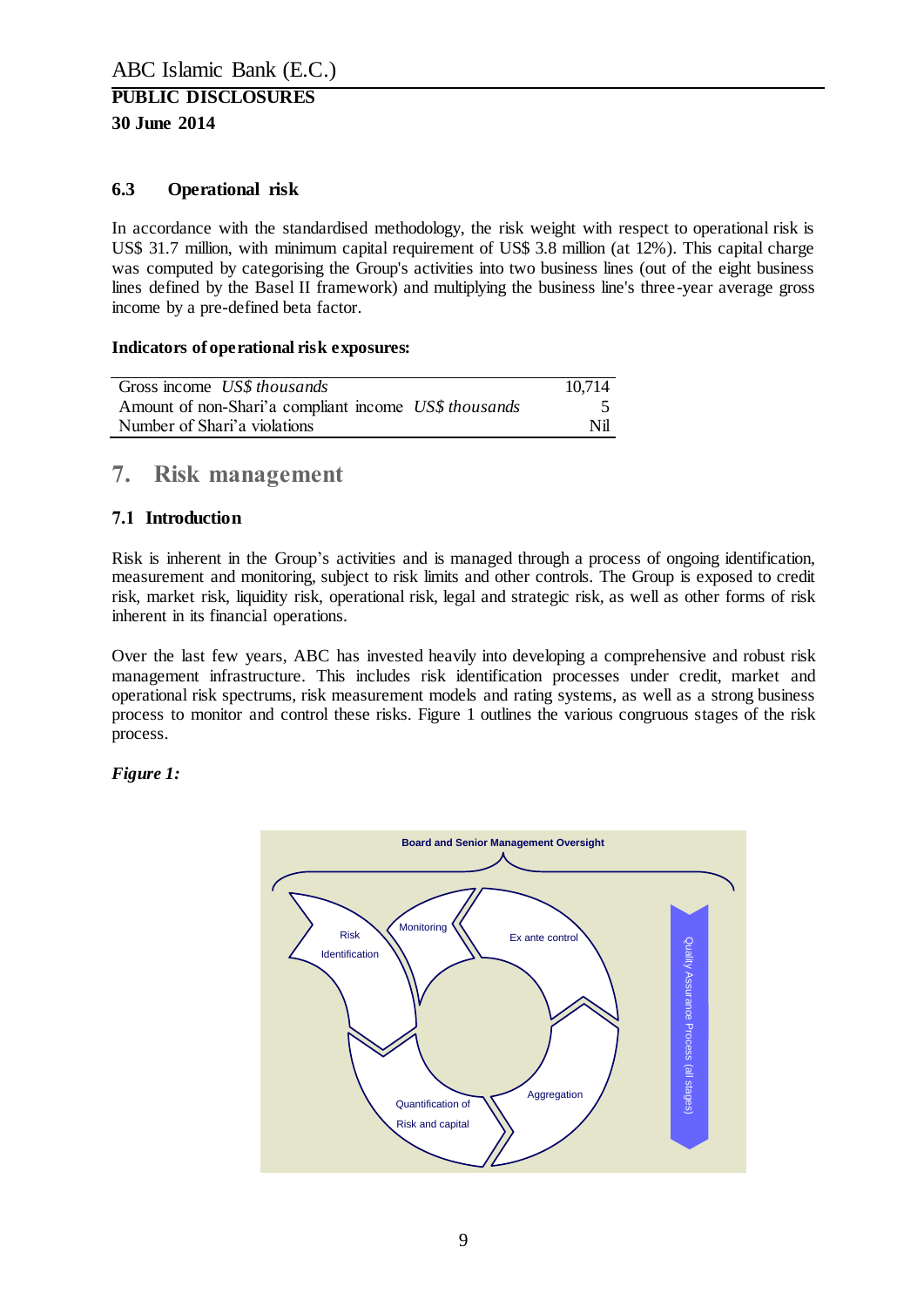### 6.3 Operational risk

In accordance with the standardised methodology, the risk weight with respect to operational risk is US$ 31.7 million, with minimum capital requirement of US$ 3.8 million (at 12%). This capital charge was computed by categorising the Group's activities into two business lines (out of the eight business lines defined by the Basel II framework) and multiplying the business line's three-year average gross income by a pre-defined beta factor.

**Indicators of operational risk exposures:**

| | |
|---|---|
| Gross income *US$ thousands* | 10,714 |
| Amount of non-Shari'a compliant income *US$ thousands* | 5 |
| Number of Shari'a violations | Nil |

## 7. Risk management

### 7.1 Introduction

Risk is inherent in the Group's activities and is managed through a process of ongoing identification, measurement and monitoring, subject to risk limits and other controls. The Group is exposed to credit risk, market risk, liquidity risk, operational risk, legal and strategic risk, as well as other forms of risk inherent in its financial operations.

Over the last few years, ABC has invested heavily into developing a comprehensive and robust risk management infrastructure. This includes risk identification processes under credit, market and operational risk spectrums, risk measurement models and rating systems, as well as a strong business process to monitor and control these risks. Figure 1 outlines the various congruous stages of the risk process.

***Figure 1:***

Board and Senior Management Oversight

Risk Identification

Monitoring

Ex ante control

Aggregation

Quantification of Risk and capital

Quality Assurance Process (all stages)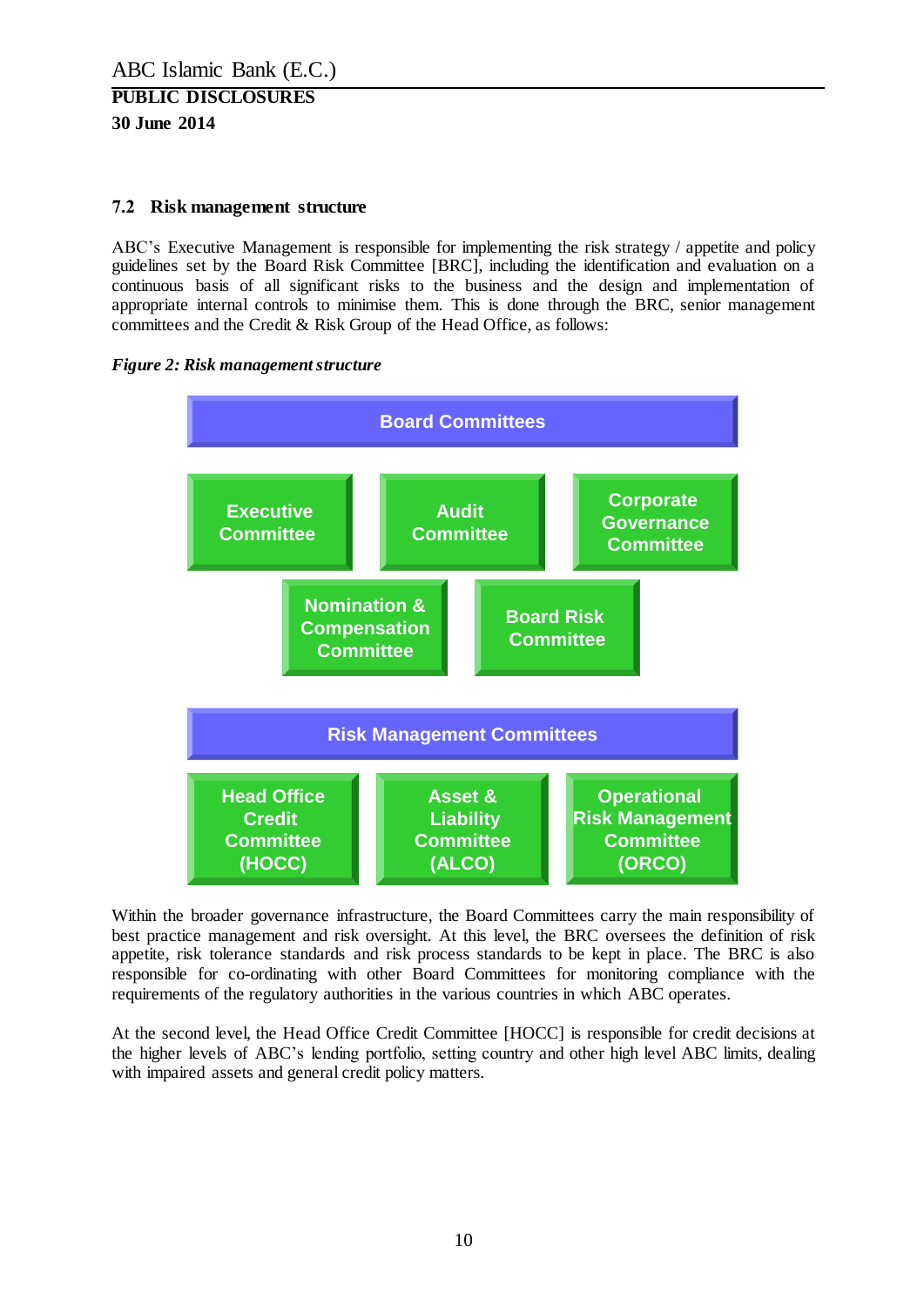### 7.2 Risk management structure

ABC's Executive Management is responsible for implementing the risk strategy / appetite and policy guidelines set by the Board Risk Committee [BRC], including the identification and evaluation on a continuous basis of all significant risks to the business and the design and implementation of appropriate internal controls to minimise them. This is done through the BRC, senior management committees and the Credit & Risk Group of the Head Office, as follows:

***Figure 2: Risk management structure***

**Board Committees**

- Executive Committee
- Audit Committee
- Corporate Governance Committee
- Nomination & Compensation Committee
- Board Risk Committee

**Risk Management Committees**

- Head Office Credit Committee (HOCC)
- Asset & Liability Committee (ALCO)
- Operational Risk Management Committee (ORCO)

Within the broader governance infrastructure, the Board Committees carry the main responsibility of best practice management and risk oversight. At this level, the BRC oversees the definition of risk appetite, risk tolerance standards and risk process standards to be kept in place. The BRC is also responsible for co-ordinating with other Board Committees for monitoring compliance with the requirements of the regulatory authorities in the various countries in which ABC operates.

At the second level, the Head Office Credit Committee [HOCC] is responsible for credit decisions at the higher levels of ABC's lending portfolio, setting country and other high level ABC limits, dealing with impaired assets and general credit policy matters.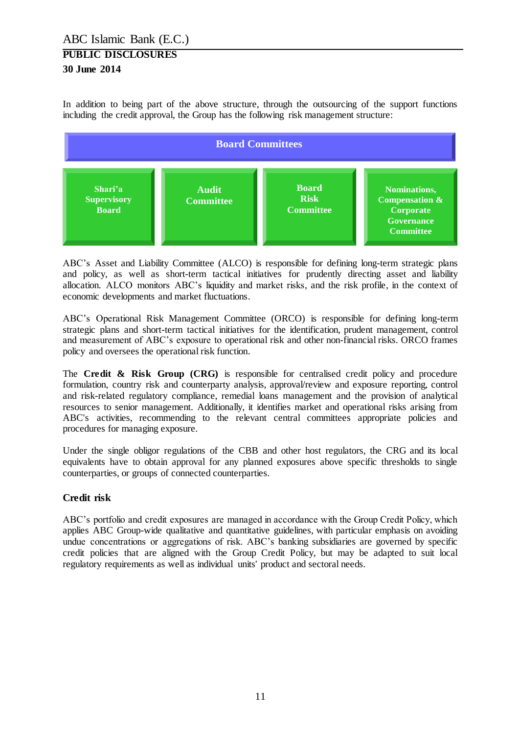In addition to being part of the above structure, through the outsourcing of the support functions including the credit approval, the Group has the following risk management structure:

| Board Committees | | | |
|---|---|---|---|
| Shari'a Supervisory Board | Audit Committee | Board Risk Committee | Nominations, Compensation & Corporate Governance Committee |

ABC's Asset and Liability Committee (ALCO) is responsible for defining long-term strategic plans and policy, as well as short-term tactical initiatives for prudently directing asset and liability allocation. ALCO monitors ABC's liquidity and market risks, and the risk profile, in the context of economic developments and market fluctuations.

ABC's Operational Risk Management Committee (ORCO) is responsible for defining long-term strategic plans and short-term tactical initiatives for the identification, prudent management, control and measurement of ABC's exposure to operational risk and other non-financial risks. ORCO frames policy and oversees the operational risk function.

The **Credit & Risk Group (CRG)** is responsible for centralised credit policy and procedure formulation, country risk and counterparty analysis, approval/review and exposure reporting, control and risk-related regulatory compliance, remedial loans management and the provision of analytical resources to senior management. Additionally, it identifies market and operational risks arising from ABC's activities, recommending to the relevant central committees appropriate policies and procedures for managing exposure.

Under the single obligor regulations of the CBB and other host regulators, the CRG and its local equivalents have to obtain approval for any planned exposures above specific thresholds to single counterparties, or groups of connected counterparties.

## Credit risk

ABC's portfolio and credit exposures are managed in accordance with the Group Credit Policy, which applies ABC Group-wide qualitative and quantitative guidelines, with particular emphasis on avoiding undue concentrations or aggregations of risk. ABC's banking subsidiaries are governed by specific credit policies that are aligned with the Group Credit Policy, but may be adapted to suit local regulatory requirements as well as individual units' product and sectoral needs.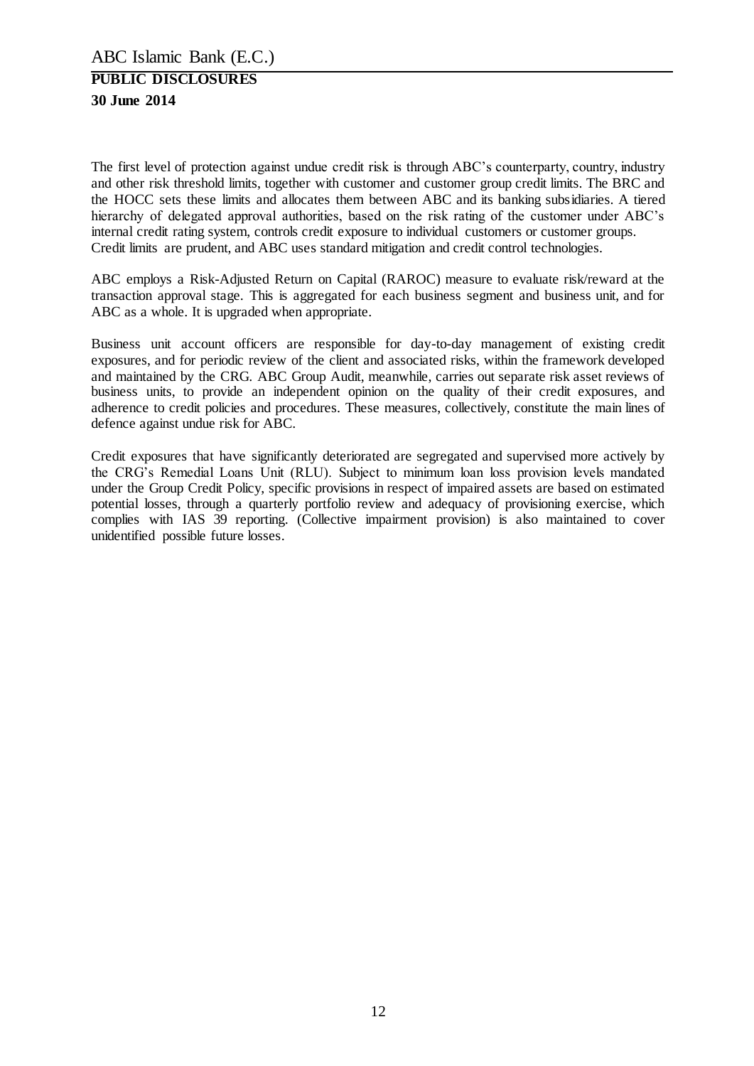The first level of protection against undue credit risk is through ABC's counterparty, country, industry and other risk threshold limits, together with customer and customer group credit limits. The BRC and the HOCC sets these limits and allocates them between ABC and its banking subsidiaries. A tiered hierarchy of delegated approval authorities, based on the risk rating of the customer under ABC's internal credit rating system, controls credit exposure to individual customers or customer groups. Credit limits are prudent, and ABC uses standard mitigation and credit control technologies.

ABC employs a Risk-Adjusted Return on Capital (RAROC) measure to evaluate risk/reward at the transaction approval stage. This is aggregated for each business segment and business unit, and for ABC as a whole. It is upgraded when appropriate.

Business unit account officers are responsible for day-to-day management of existing credit exposures, and for periodic review of the client and associated risks, within the framework developed and maintained by the CRG. ABC Group Audit, meanwhile, carries out separate risk asset reviews of business units, to provide an independent opinion on the quality of their credit exposures, and adherence to credit policies and procedures. These measures, collectively, constitute the main lines of defence against undue risk for ABC.

Credit exposures that have significantly deteriorated are segregated and supervised more actively by the CRG's Remedial Loans Unit (RLU). Subject to minimum loan loss provision levels mandated under the Group Credit Policy, specific provisions in respect of impaired assets are based on estimated potential losses, through a quarterly portfolio review and adequacy of provisioning exercise, which complies with IAS 39 reporting. (Collective impairment provision) is also maintained to cover unidentified possible future losses.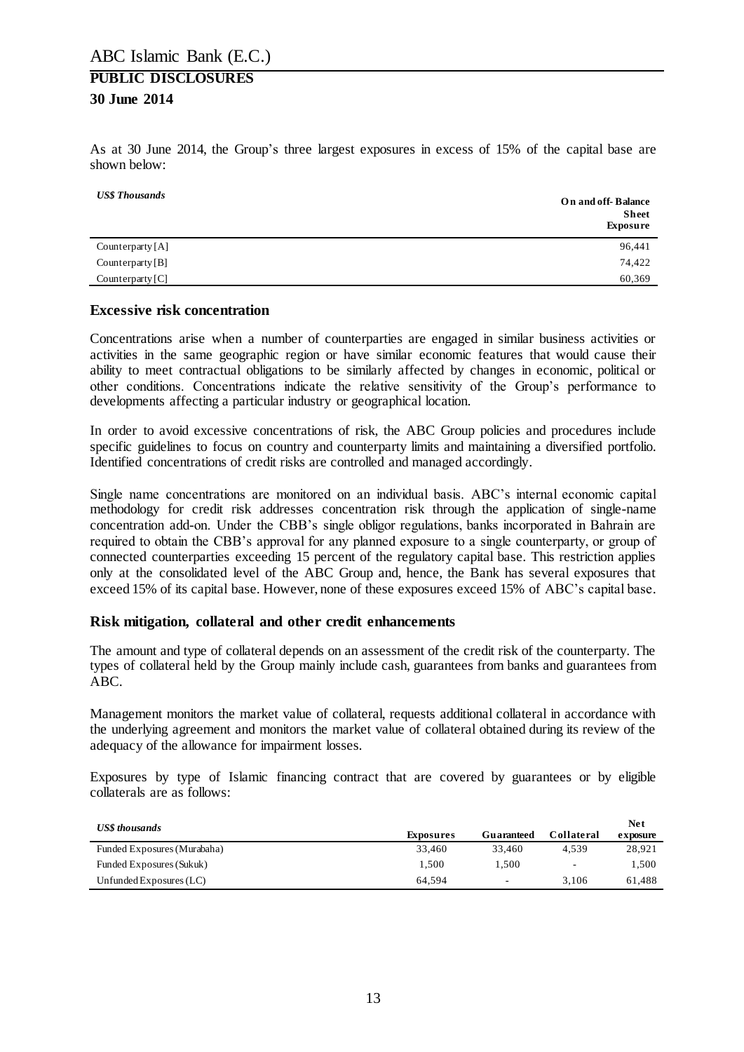As at 30 June 2014, the Group's three largest exposures in excess of 15% of the capital base are shown below:

| *US$ Thousands* | **On and off-Balance Sheet Exposure** |
|---|---|
| Counterparty [A] | 96,441 |
| Counterparty [B] | 74,422 |
| Counterparty [C] | 60,369 |

## Excessive risk concentration

Concentrations arise when a number of counterparties are engaged in similar business activities or activities in the same geographic region or have similar economic features that would cause their ability to meet contractual obligations to be similarly affected by changes in economic, political or other conditions. Concentrations indicate the relative sensitivity of the Group's performance to developments affecting a particular industry or geographical location.

In order to avoid excessive concentrations of risk, the ABC Group policies and procedures include specific guidelines to focus on country and counterparty limits and maintaining a diversified portfolio. Identified concentrations of credit risks are controlled and managed accordingly.

Single name concentrations are monitored on an individual basis. ABC's internal economic capital methodology for credit risk addresses concentration risk through the application of single-name concentration add-on. Under the CBB's single obligor regulations, banks incorporated in Bahrain are required to obtain the CBB's approval for any planned exposure to a single counterparty, or group of connected counterparties exceeding 15 percent of the regulatory capital base. This restriction applies only at the consolidated level of the ABC Group and, hence, the Bank has several exposures that exceed 15% of its capital base. However, none of these exposures exceed 15% of ABC's capital base.

## Risk mitigation, collateral and other credit enhancements

The amount and type of collateral depends on an assessment of the credit risk of the counterparty. The types of collateral held by the Group mainly include cash, guarantees from banks and guarantees from ABC.

Management monitors the market value of collateral, requests additional collateral in accordance with the underlying agreement and monitors the market value of collateral obtained during its review of the adequacy of the allowance for impairment losses.

Exposures by type of Islamic financing contract that are covered by guarantees or by eligible collaterals are as follows:

| *US$ thousands* | **Exposures** | **Guaranteed** | **Collateral** | **Net exposure** |
|---|---|---|---|---|
| Funded Exposures (Murabaha) | 33,460 | 33,460 | 4,539 | 28,921 |
| Funded Exposures (Sukuk) | 1,500 | 1,500 | - | 1,500 |
| Unfunded Exposures (LC) | 64,594 | - | 3,106 | 61,488 |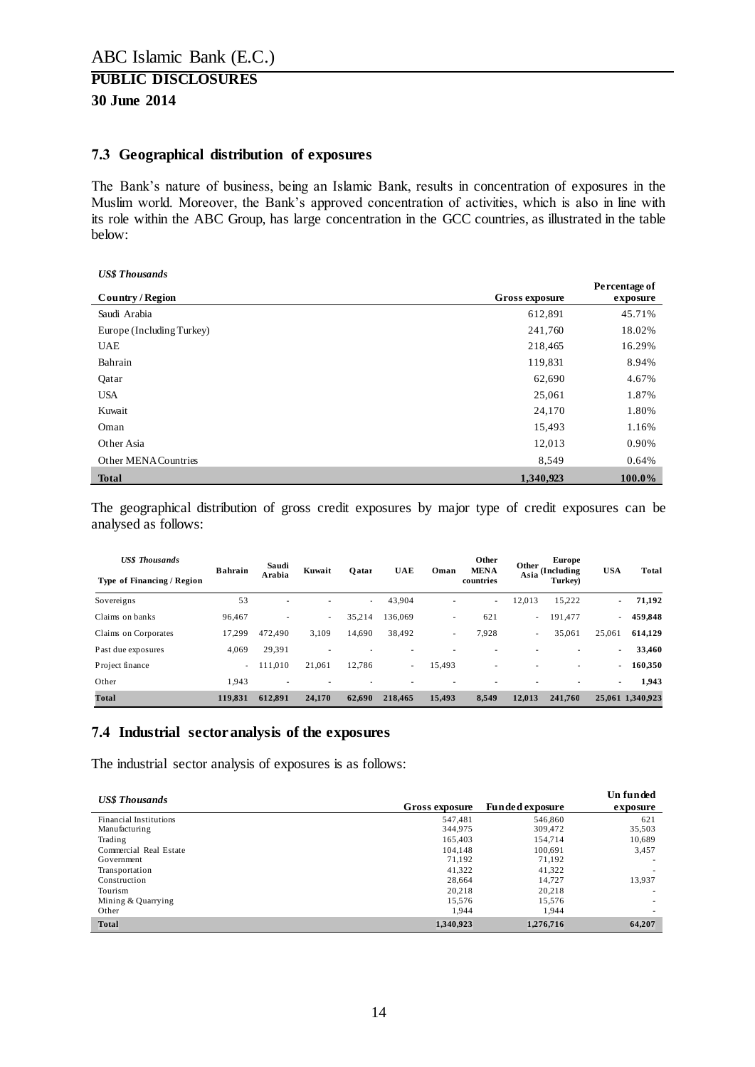ABC Islamic Bank (E.C.)

# PUBLIC DISCLOSURES

**30 June 2014**

## 7.3 Geographical distribution of exposures

The Bank's nature of business, being an Islamic Bank, results in concentration of exposures in the Muslim world. Moreover, the Bank's approved concentration of activities, which is also in line with its role within the ABC Group, has large concentration in the GCC countries, as illustrated in the table below:

*US$ Thousands*

| Country / Region | Gross exposure | Percentage of exposure |
|---|---|---|
| Saudi Arabia | 612,891 | 45.71% |
| Europe (Including Turkey) | 241,760 | 18.02% |
| UAE | 218,465 | 16.29% |
| Bahrain | 119,831 | 8.94% |
| Qatar | 62,690 | 4.67% |
| USA | 25,061 | 1.87% |
| Kuwait | 24,170 | 1.80% |
| Oman | 15,493 | 1.16% |
| Other Asia | 12,013 | 0.90% |
| Other MENA Countries | 8,549 | 0.64% |
| **Total** | **1,340,923** | **100.0%** |

The geographical distribution of gross credit exposures by major type of credit exposures can be analysed as follows:

| *US$ Thousands* Type of Financing / Region | Bahrain | Saudi Arabia | Kuwait | Qatar | UAE | Oman | Other MENA countries | Other Asia | Europe (Including Turkey) | USA | Total |
|---|---|---|---|---|---|---|---|---|---|---|---|
| Sovereigns | 53 | - | - | - | 43,904 | - | - | 12,013 | 15,222 | - | **71,192** |
| Claims on banks | 96,467 | - | - | 35,214 | 136,069 | - | 621 | - | 191,477 | - | **459,848** |
| Claims on Corporates | 17,299 | 472,490 | 3,109 | 14,690 | 38,492 | - | 7,928 | - | 35,061 | 25,061 | **614,129** |
| Past due exposures | 4,069 | 29,391 | - | - | - | - | - | - | - | - | **33,460** |
| Project finance | - | 111,010 | 21,061 | 12,786 | - | 15,493 | - | - | - | - | **160,350** |
| Other | 1,943 | - | - | - | - | - | - | - | - | - | **1,943** |
| **Total** | **119,831** | **612,891** | **24,170** | **62,690** | **218,465** | **15,493** | **8,549** | **12,013** | **241,760** | **25,061** | **1,340,923** |

## 7.4 Industrial sector analysis of the exposures

The industrial sector analysis of exposures is as follows:

| *US$ Thousands* | Gross exposure | Funded exposure | Unfunded exposure |
|---|---|---|---|
| Financial Institutions | 547,481 | 546,860 | 621 |
| Manufacturing | 344,975 | 309,472 | 35,503 |
| Trading | 165,403 | 154,714 | 10,689 |
| Commercial Real Estate | 104,148 | 100,691 | 3,457 |
| Government | 71,192 | 71,192 | - |
| Transportation | 41,322 | 41,322 | - |
| Construction | 28,664 | 14,727 | 13,937 |
| Tourism | 20,218 | 20,218 | - |
| Mining & Quarrying | 15,576 | 15,576 | - |
| Other | 1,944 | 1,944 | - |
| **Total** | **1,340,923** | **1,276,716** | **64,207** |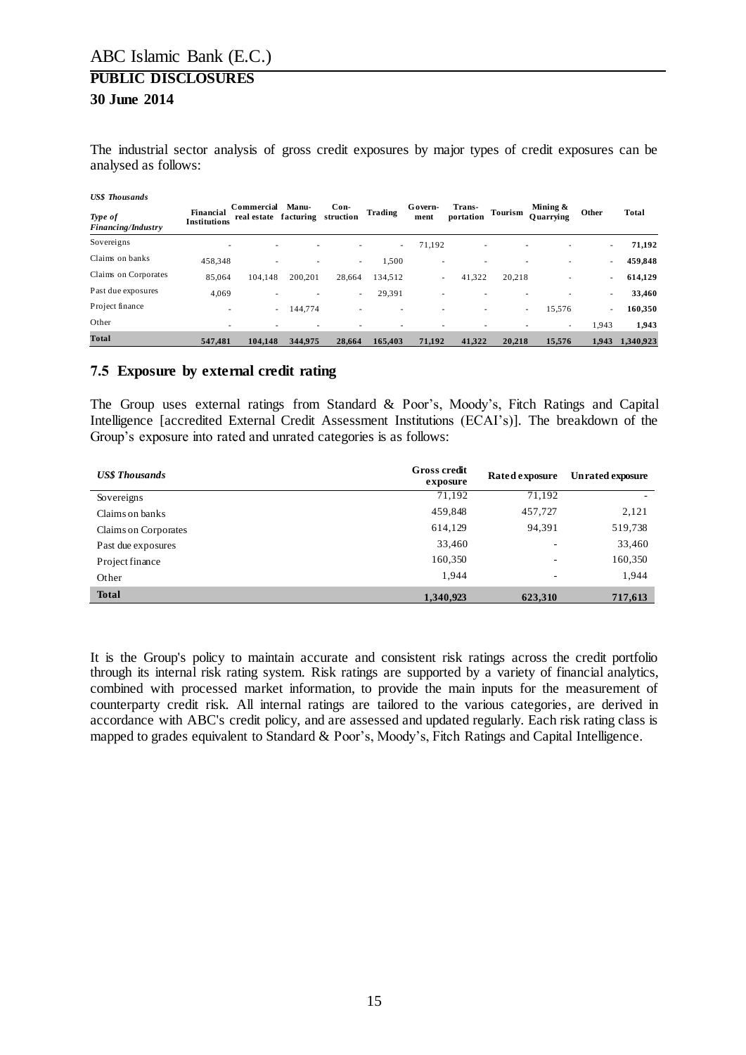The industrial sector analysis of gross credit exposures by major types of credit exposures can be analysed as follows:

| *US$ Thousands* | | | | | | | | | | | |
|---|---|---|---|---|---|---|---|---|---|---|---|
| ***Type of Financing/Industry*** | **Financial Institutions** | **Commercial real estate** | **Manu-facturing** | **Con-struction** | **Trading** | **Govern-ment** | **Trans-portation** | **Tourism** | **Mining & Quarrying** | **Other** | **Total** |
| Sovereigns | - | - | - | - | - | 71,192 | - | - | - | - | **71,192** |
| Claims on banks | 458,348 | - | - | - | 1,500 | - | - | - | - | - | **459,848** |
| Claims on Corporates | 85,064 | 104,148 | 200,201 | 28,664 | 134,512 | - | 41,322 | 20,218 | - | - | **614,129** |
| Past due exposures | 4,069 | - | - | - | 29,391 | - | - | - | - | - | **33,460** |
| Project finance | - | - | 144,774 | - | - | - | - | - | 15,576 | - | **160,350** |
| Other | - | - | - | - | - | - | - | - | - | 1,943 | **1,943** |
| **Total** | **547,481** | **104,148** | **344,975** | **28,664** | **165,403** | **71,192** | **41,322** | **20,218** | **15,576** | **1,943** | **1,340,923** |

## 7.5 Exposure by external credit rating

The Group uses external ratings from Standard & Poor's, Moody's, Fitch Ratings and Capital Intelligence [accredited External Credit Assessment Institutions (ECAI's)]. The breakdown of the Group's exposure into rated and unrated categories is as follows:

| *US$ Thousands* | **Gross credit exposure** | **Rated exposure** | **Unrated exposure** |
|---|---|---|---|
| Sovereigns | 71,192 | 71,192 | - |
| Claims on banks | 459,848 | 457,727 | 2,121 |
| Claims on Corporates | 614,129 | 94,391 | 519,738 |
| Past due exposures | 33,460 | - | 33,460 |
| Project finance | 160,350 | - | 160,350 |
| Other | 1,944 | - | 1,944 |
| **Total** | **1,340,923** | **623,310** | **717,613** |

It is the Group's policy to maintain accurate and consistent risk ratings across the credit portfolio through its internal risk rating system. Risk ratings are supported by a variety of financial analytics, combined with processed market information, to provide the main inputs for the measurement of counterparty credit risk. All internal ratings are tailored to the various categories, are derived in accordance with ABC's credit policy, and are assessed and updated regularly. Each risk rating class is mapped to grades equivalent to Standard & Poor's, Moody's, Fitch Ratings and Capital Intelligence.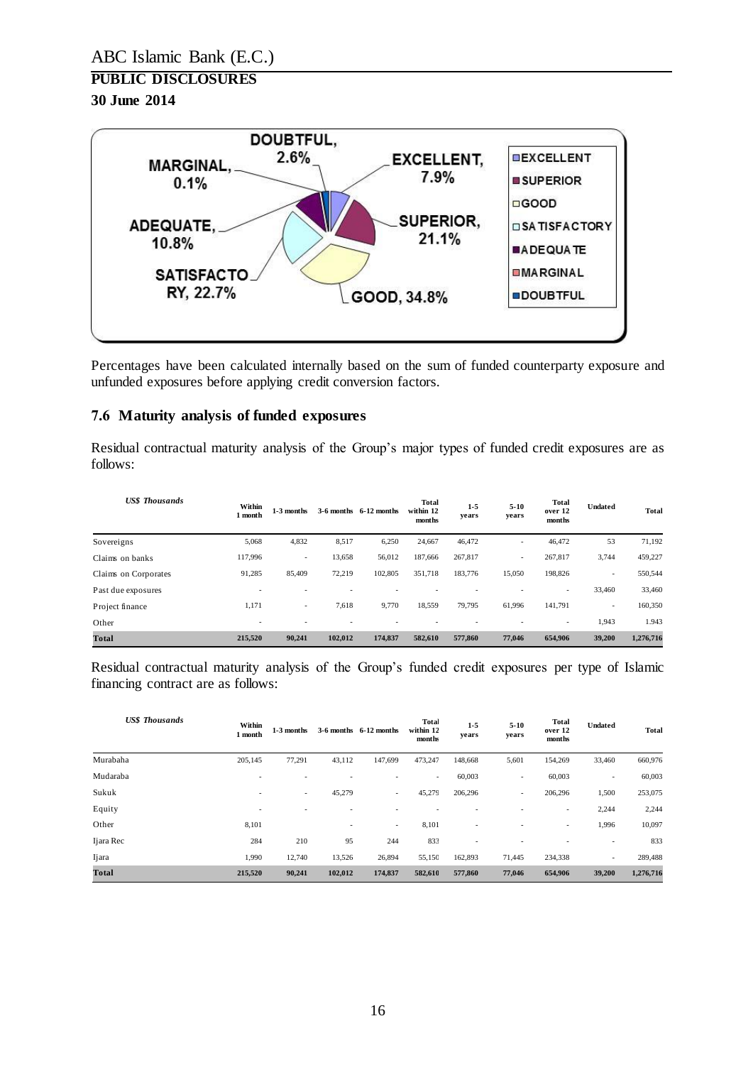Percentages have been calculated internally based on the sum of funded counterparty exposure and unfunded exposures before applying credit conversion factors.

### 7.6 Maturity analysis of funded exposures

Residual contractual maturity analysis of the Group's major types of funded credit exposures are as follows:

| *US$ Thousands* | Within 1 month | 1-3 months | 3-6 months | 6-12 months | Total within 12 months | 1-5 years | 5-10 years | Total over 12 months | Undated | Total |
|---|---|---|---|---|---|---|---|---|---|---|
| Sovereigns | 5,068 | 4,832 | 8,517 | 6,250 | 24,667 | 46,472 | - | 46,472 | 53 | 71,192 |
| Claims on banks | 117,996 | - | 13,658 | 56,012 | 187,666 | 267,817 | - | 267,817 | 3,744 | 459,227 |
| Claims on Corporates | 91,285 | 85,409 | 72,219 | 102,805 | 351,718 | 183,776 | 15,050 | 198,826 | - | 550,544 |
| Past due exposures | - | - | - | - | - | - | - | - | 33,460 | 33,460 |
| Project finance | 1,171 | - | 7,618 | 9,770 | 18,559 | 79,795 | 61,996 | 141,791 | - | 160,350 |
| Other | - | - | - | - | - | - | - | - | 1,943 | 1.943 |
| **Total** | **215,520** | **90,241** | **102,012** | **174,837** | **582,610** | **577,860** | **77,046** | **654,906** | **39,200** | **1,276,716** |

Residual contractual maturity analysis of the Group's funded credit exposures per type of Islamic financing contract are as follows:

| *US$ Thousands* | Within 1 month | 1-3 months | 3-6 months | 6-12 months | Total within 12 months | 1-5 years | 5-10 years | Total over 12 months | Undated | Total |
|---|---|---|---|---|---|---|---|---|---|---|
| Murabaha | 205,145 | 77,291 | 43,112 | 147,699 | 473,247 | 148,668 | 5,601 | 154,269 | 33,460 | 660,976 |
| Mudaraba | - | - | - | - | - | 60,003 | - | 60,003 | - | 60,003 |
| Sukuk | - | - | 45,279 | - | 45,279 | 206,296 | - | 206,296 | 1,500 | 253,075 |
| Equity | - | - | - | - | - | - | - | - | 2,244 | 2,244 |
| Other | 8,101 | | - | - | 8,101 | - | - | - | 1,996 | 10,097 |
| Ijara Rec | 284 | 210 | 95 | 244 | 833 | - | - | - | - | 833 |
| Ijara | 1,990 | 12,740 | 13,526 | 26,894 | 55,150 | 162,893 | 71,445 | 234,338 | - | 289,488 |
| **Total** | **215,520** | **90,241** | **102,012** | **174,837** | **582,610** | **577,860** | **77,046** | **654,906** | **39,200** | **1,276,716** |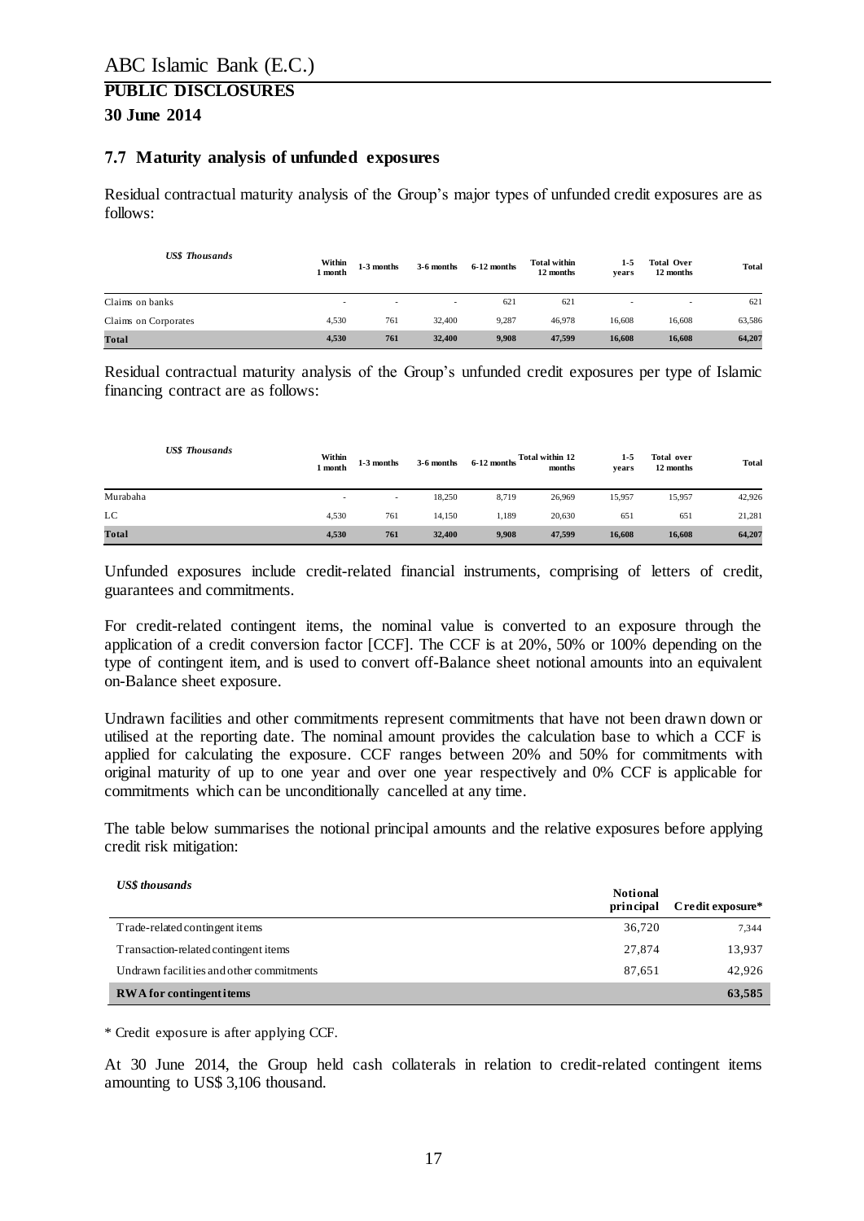ABC Islamic Bank (E.C.)

**PUBLIC DISCLOSURES**

**30 June 2014**

### 7.7 Maturity analysis of unfunded exposures

Residual contractual maturity analysis of the Group's major types of unfunded credit exposures are as follows:

| *US$ Thousands* | Within 1 month | 1-3 months | 3-6 months | 6-12 months | Total within 12 months | 1-5 years | Total Over 12 months | Total |
|---|---|---|---|---|---|---|---|---|
| Claims on banks | - | - | - | 621 | 621 | - | - | 621 |
| Claims on Corporates | 4,530 | 761 | 32,400 | 9,287 | 46,978 | 16,608 | 16,608 | 63,586 |
| **Total** | **4,530** | **761** | **32,400** | **9,908** | **47,599** | **16,608** | **16,608** | **64,207** |

Residual contractual maturity analysis of the Group's unfunded credit exposures per type of Islamic financing contract are as follows:

| *US$ Thousands* | Within 1 month | 1-3 months | 3-6 months | 6-12 months | Total within 12 months | 1-5 years | Total over 12 months | Total |
|---|---|---|---|---|---|---|---|---|
| Murabaha | - | - | 18,250 | 8,719 | 26,969 | 15,957 | 15,957 | 42,926 |
| LC | 4,530 | 761 | 14,150 | 1,189 | 20,630 | 651 | 651 | 21,281 |
| **Total** | **4,530** | **761** | **32,400** | **9,908** | **47,599** | **16,608** | **16,608** | **64,207** |

Unfunded exposures include credit-related financial instruments, comprising of letters of credit, guarantees and commitments.

For credit-related contingent items, the nominal value is converted to an exposure through the application of a credit conversion factor [CCF]. The CCF is at 20%, 50% or 100% depending on the type of contingent item, and is used to convert off-Balance sheet notional amounts into an equivalent on-Balance sheet exposure.

Undrawn facilities and other commitments represent commitments that have not been drawn down or utilised at the reporting date. The nominal amount provides the calculation base to which a CCF is applied for calculating the exposure. CCF ranges between 20% and 50% for commitments with original maturity of up to one year and over one year respectively and 0% CCF is applicable for commitments which can be unconditionally cancelled at any time.

The table below summarises the notional principal amounts and the relative exposures before applying credit risk mitigation:

| *US$ thousands* | Notional principal | Credit exposure* |
|---|---|---|
| Trade-related contingent items | 36,720 | 7,344 |
| Transaction-related contingent items | 27,874 | 13,937 |
| Undrawn facilities and other commitments | 87,651 | 42,926 |
| **RWA for contingent items** | | **63,585** |

\* Credit exposure is after applying CCF.

At 30 June 2014, the Group held cash collaterals in relation to credit-related contingent items amounting to US$ 3,106 thousand.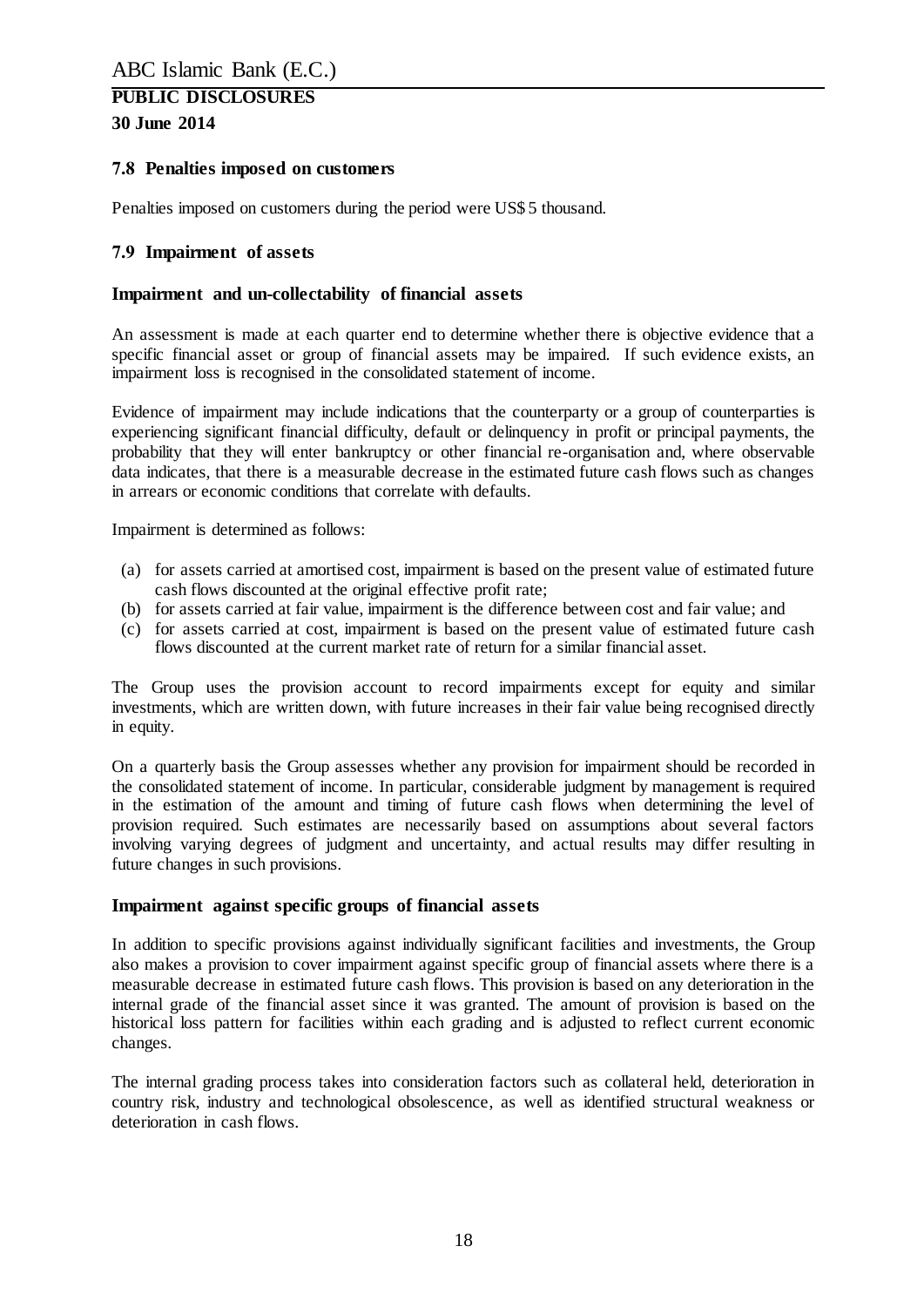### 7.8 Penalties imposed on customers

Penalties imposed on customers during the period were US$ 5 thousand.

### 7.9 Impairment of assets

#### Impairment and un-collectability of financial assets

An assessment is made at each quarter end to determine whether there is objective evidence that a specific financial asset or group of financial assets may be impaired. If such evidence exists, an impairment loss is recognised in the consolidated statement of income.

Evidence of impairment may include indications that the counterparty or a group of counterparties is experiencing significant financial difficulty, default or delinquency in profit or principal payments, the probability that they will enter bankruptcy or other financial re-organisation and, where observable data indicates, that there is a measurable decrease in the estimated future cash flows such as changes in arrears or economic conditions that correlate with defaults.

Impairment is determined as follows:

(a) for assets carried at amortised cost, impairment is based on the present value of estimated future cash flows discounted at the original effective profit rate;
(b) for assets carried at fair value, impairment is the difference between cost and fair value; and
(c) for assets carried at cost, impairment is based on the present value of estimated future cash flows discounted at the current market rate of return for a similar financial asset.

The Group uses the provision account to record impairments except for equity and similar investments, which are written down, with future increases in their fair value being recognised directly in equity.

On a quarterly basis the Group assesses whether any provision for impairment should be recorded in the consolidated statement of income. In particular, considerable judgment by management is required in the estimation of the amount and timing of future cash flows when determining the level of provision required. Such estimates are necessarily based on assumptions about several factors involving varying degrees of judgment and uncertainty, and actual results may differ resulting in future changes in such provisions.

#### Impairment against specific groups of financial assets

In addition to specific provisions against individually significant facilities and investments, the Group also makes a provision to cover impairment against specific group of financial assets where there is a measurable decrease in estimated future cash flows. This provision is based on any deterioration in the internal grade of the financial asset since it was granted. The amount of provision is based on the historical loss pattern for facilities within each grading and is adjusted to reflect current economic changes.

The internal grading process takes into consideration factors such as collateral held, deterioration in country risk, industry and technological obsolescence, as well as identified structural weakness or deterioration in cash flows.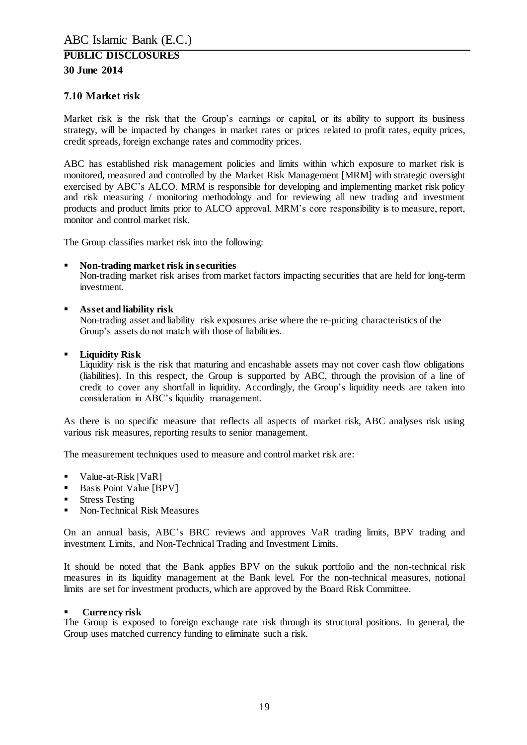## 7.10 Market risk

Market risk is the risk that the Group's earnings or capital, or its ability to support its business strategy, will be impacted by changes in market rates or prices related to profit rates, equity prices, credit spreads, foreign exchange rates and commodity prices.

ABC has established risk management policies and limits within which exposure to market risk is monitored, measured and controlled by the Market Risk Management [MRM] with strategic oversight exercised by ABC's ALCO. MRM is responsible for developing and implementing market risk policy and risk measuring / monitoring methodology and for reviewing all new trading and investment products and product limits prior to ALCO approval. MRM's core responsibility is to measure, report, monitor and control market risk.

The Group classifies market risk into the following:

- **Non-trading market risk in securities**
  Non-trading market risk arises from market factors impacting securities that are held for long-term investment.

- **Asset and liability risk**
  Non-trading asset and liability risk exposures arise where the re-pricing characteristics of the Group's assets do not match with those of liabilities.

- **Liquidity Risk**
  Liquidity risk is the risk that maturing and encashable assets may not cover cash flow obligations (liabilities). In this respect, the Group is supported by ABC, through the provision of a line of credit to cover any shortfall in liquidity. Accordingly, the Group's liquidity needs are taken into consideration in ABC's liquidity management.

As there is no specific measure that reflects all aspects of market risk, ABC analyses risk using various risk measures, reporting results to senior management.

The measurement techniques used to measure and control market risk are:

- Value-at-Risk [VaR]
- Basis Point Value [BPV]
- Stress Testing
- Non-Technical Risk Measures

On an annual basis, ABC's BRC reviews and approves VaR trading limits, BPV trading and investment Limits, and Non-Technical Trading and Investment Limits.

It should be noted that the Bank applies BPV on the sukuk portfolio and the non-technical risk measures in its liquidity management at the Bank level. For the non-technical measures, notional limits are set for investment products, which are approved by the Board Risk Committee.

- **Currency risk**

The Group is exposed to foreign exchange rate risk through its structural positions. In general, the Group uses matched currency funding to eliminate such a risk.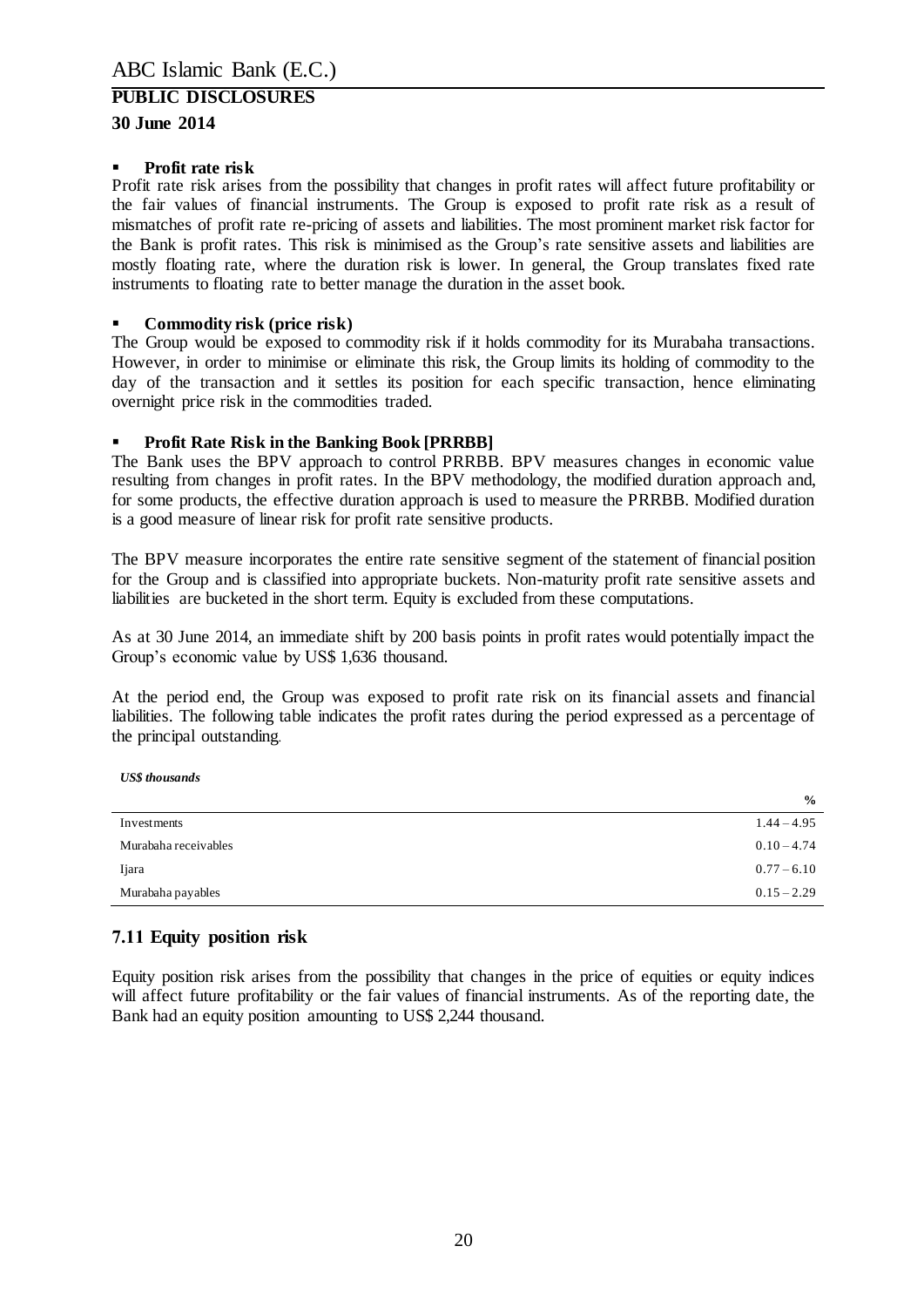- **Profit rate risk**

Profit rate risk arises from the possibility that changes in profit rates will affect future profitability or the fair values of financial instruments. The Group is exposed to profit rate risk as a result of mismatches of profit rate re-pricing of assets and liabilities. The most prominent market risk factor for the Bank is profit rates. This risk is minimised as the Group's rate sensitive assets and liabilities are mostly floating rate, where the duration risk is lower. In general, the Group translates fixed rate instruments to floating rate to better manage the duration in the asset book.

- **Commodity risk (price risk)**

The Group would be exposed to commodity risk if it holds commodity for its Murabaha transactions. However, in order to minimise or eliminate this risk, the Group limits its holding of commodity to the day of the transaction and it settles its position for each specific transaction, hence eliminating overnight price risk in the commodities traded.

- **Profit Rate Risk in the Banking Book [PRRBB]**

The Bank uses the BPV approach to control PRRBB. BPV measures changes in economic value resulting from changes in profit rates. In the BPV methodology, the modified duration approach and, for some products, the effective duration approach is used to measure the PRRBB. Modified duration is a good measure of linear risk for profit rate sensitive products.

The BPV measure incorporates the entire rate sensitive segment of the statement of financial position for the Group and is classified into appropriate buckets. Non-maturity profit rate sensitive assets and liabilities are bucketed in the short term. Equity is excluded from these computations.

As at 30 June 2014, an immediate shift by 200 basis points in profit rates would potentially impact the Group's economic value by US$ 1,636 thousand.

At the period end, the Group was exposed to profit rate risk on its financial assets and financial liabilities. The following table indicates the profit rates during the period expressed as a percentage of the principal outstanding.

***US$ thousands***

| | % |
|---|---|
| Investments | 1.44 – 4.95 |
| Murabaha receivables | 0.10 – 4.74 |
| Ijara | 0.77 – 6.10 |
| Murabaha payables | 0.15 – 2.29 |

## 7.11 Equity position risk

Equity position risk arises from the possibility that changes in the price of equities or equity indices will affect future profitability or the fair values of financial instruments. As of the reporting date, the Bank had an equity position amounting to US$ 2,244 thousand.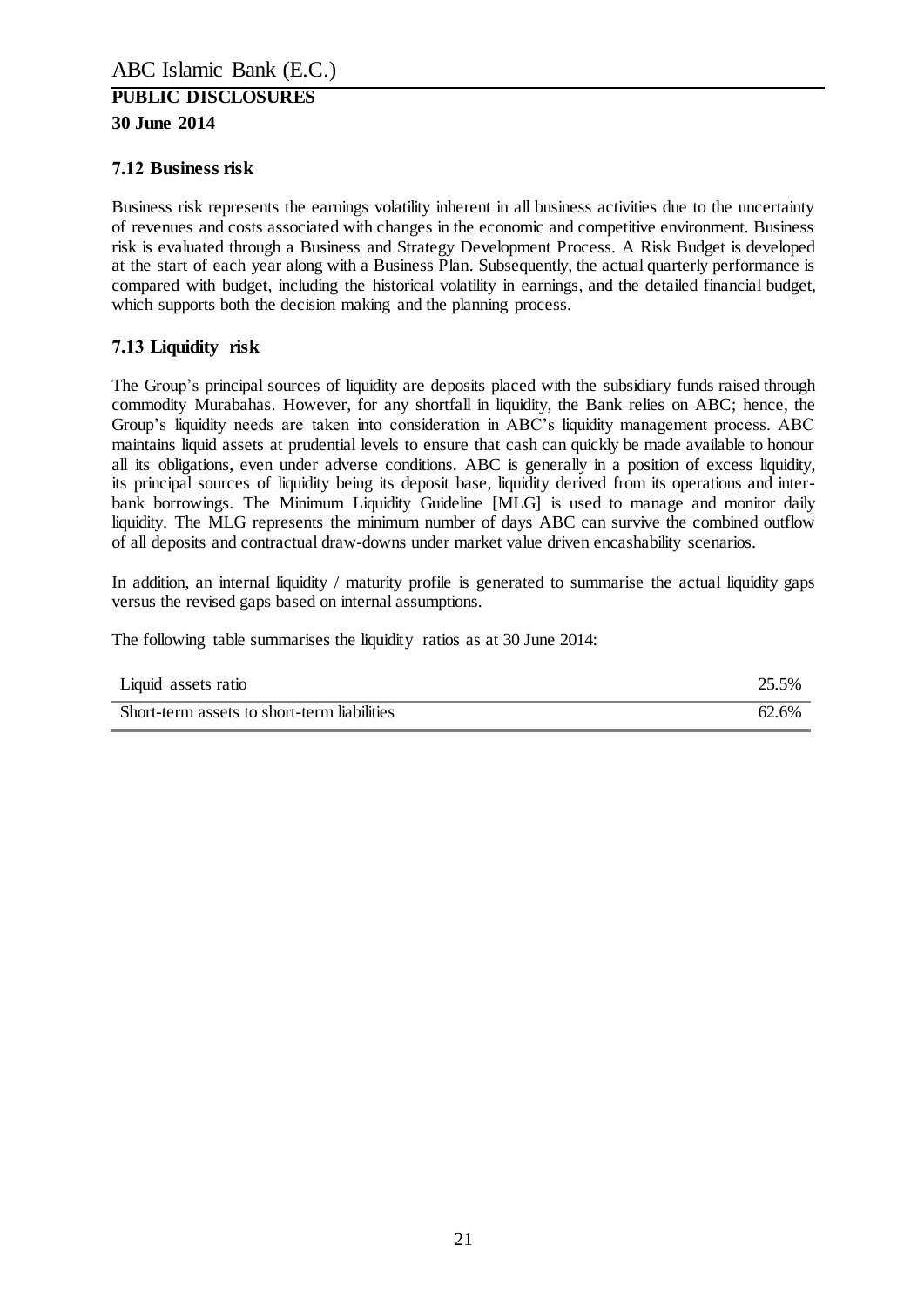ABC Islamic Bank (E.C.)

**PUBLIC DISCLOSURES**

**30 June 2014**

### 7.12 Business risk

Business risk represents the earnings volatility inherent in all business activities due to the uncertainty of revenues and costs associated with changes in the economic and competitive environment. Business risk is evaluated through a Business and Strategy Development Process. A Risk Budget is developed at the start of each year along with a Business Plan. Subsequently, the actual quarterly performance is compared with budget, including the historical volatility in earnings, and the detailed financial budget, which supports both the decision making and the planning process.

### 7.13 Liquidity risk

The Group's principal sources of liquidity are deposits placed with the subsidiary funds raised through commodity Murabahas. However, for any shortfall in liquidity, the Bank relies on ABC; hence, the Group's liquidity needs are taken into consideration in ABC's liquidity management process. ABC maintains liquid assets at prudential levels to ensure that cash can quickly be made available to honour all its obligations, even under adverse conditions. ABC is generally in a position of excess liquidity, its principal sources of liquidity being its deposit base, liquidity derived from its operations and inter-bank borrowings. The Minimum Liquidity Guideline [MLG] is used to manage and monitor daily liquidity. The MLG represents the minimum number of days ABC can survive the combined outflow of all deposits and contractual draw-downs under market value driven encashability scenarios.

In addition, an internal liquidity / maturity profile is generated to summarise the actual liquidity gaps versus the revised gaps based on internal assumptions.

The following table summarises the liquidity ratios as at 30 June 2014:

| | |
|---|---|
| Liquid assets ratio | 25.5% |
| Short-term assets to short-term liabilities | 62.6% |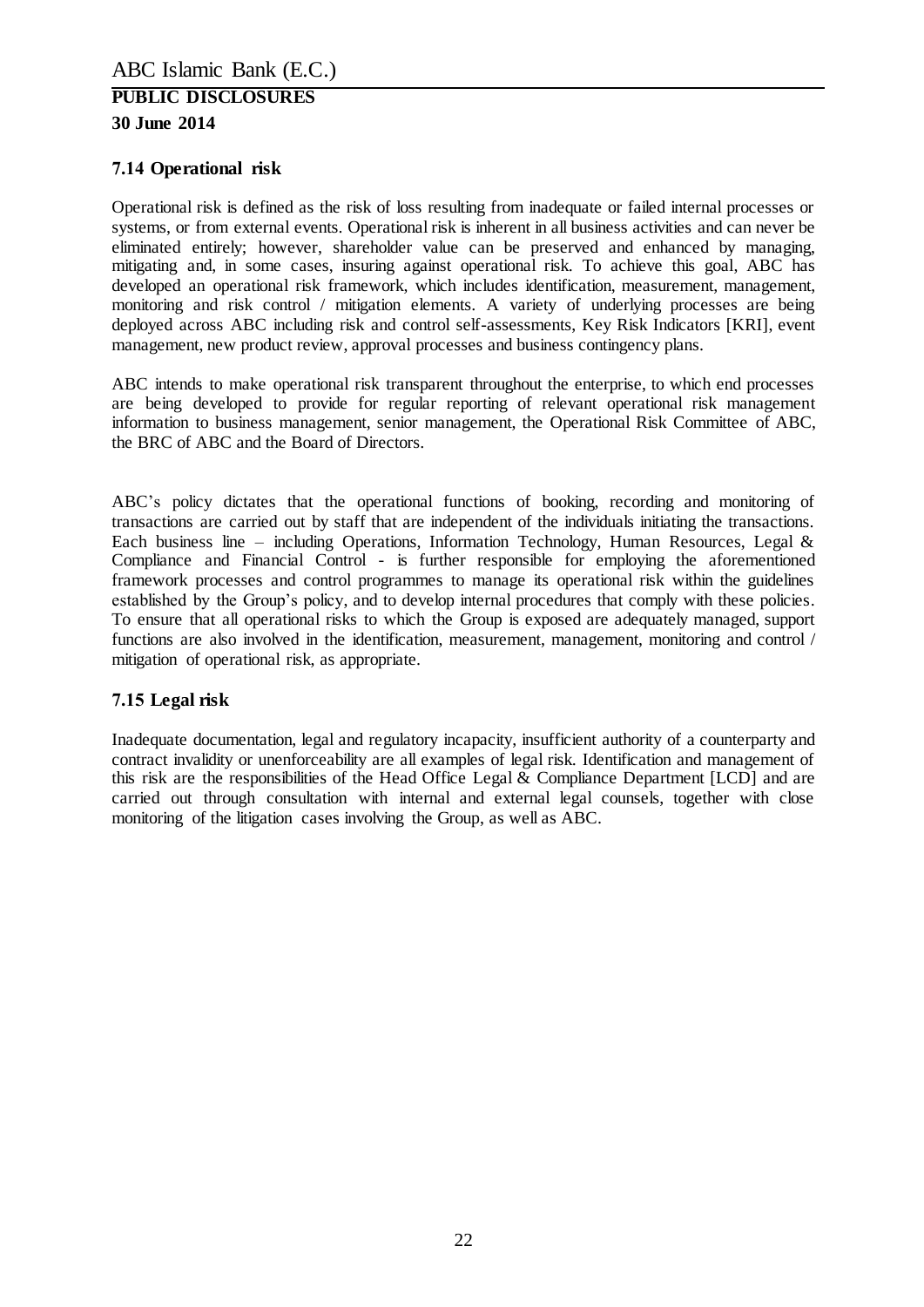## 7.14 Operational risk

Operational risk is defined as the risk of loss resulting from inadequate or failed internal processes or systems, or from external events. Operational risk is inherent in all business activities and can never be eliminated entirely; however, shareholder value can be preserved and enhanced by managing, mitigating and, in some cases, insuring against operational risk. To achieve this goal, ABC has developed an operational risk framework, which includes identification, measurement, management, monitoring and risk control / mitigation elements. A variety of underlying processes are being deployed across ABC including risk and control self-assessments, Key Risk Indicators [KRI], event management, new product review, approval processes and business contingency plans.

ABC intends to make operational risk transparent throughout the enterprise, to which end processes are being developed to provide for regular reporting of relevant operational risk management information to business management, senior management, the Operational Risk Committee of ABC, the BRC of ABC and the Board of Directors.

ABC's policy dictates that the operational functions of booking, recording and monitoring of transactions are carried out by staff that are independent of the individuals initiating the transactions. Each business line – including Operations, Information Technology, Human Resources, Legal & Compliance and Financial Control - is further responsible for employing the aforementioned framework processes and control programmes to manage its operational risk within the guidelines established by the Group's policy, and to develop internal procedures that comply with these policies. To ensure that all operational risks to which the Group is exposed are adequately managed, support functions are also involved in the identification, measurement, management, monitoring and control / mitigation of operational risk, as appropriate.

## 7.15 Legal risk

Inadequate documentation, legal and regulatory incapacity, insufficient authority of a counterparty and contract invalidity or unenforceability are all examples of legal risk. Identification and management of this risk are the responsibilities of the Head Office Legal & Compliance Department [LCD] and are carried out through consultation with internal and external legal counsels, together with close monitoring of the litigation cases involving the Group, as well as ABC.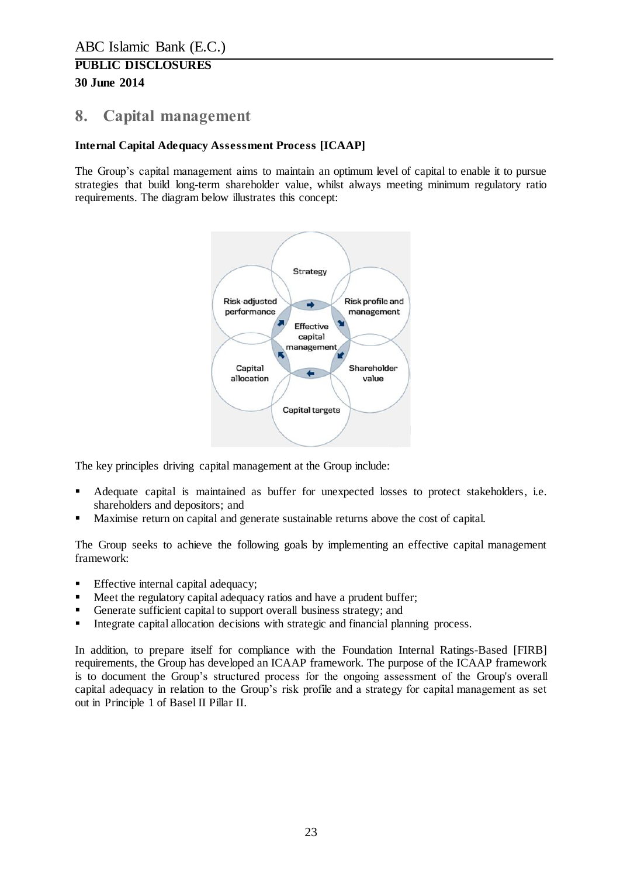# 8. Capital management

### Internal Capital Adequacy Assessment Process [ICAAP]

The Group's capital management aims to maintain an optimum level of capital to enable it to pursue strategies that build long-term shareholder value, whilst always meeting minimum regulatory ratio requirements. The diagram below illustrates this concept:

Strategy

Risk-adjusted performance

Risk profile and management

Effective capital management

Capital allocation

Shareholder value

Capital targets

The key principles driving capital management at the Group include:

- Adequate capital is maintained as buffer for unexpected losses to protect stakeholders, i.e. shareholders and depositors; and
- Maximise return on capital and generate sustainable returns above the cost of capital.

The Group seeks to achieve the following goals by implementing an effective capital management framework:

- Effective internal capital adequacy;
- Meet the regulatory capital adequacy ratios and have a prudent buffer;
- Generate sufficient capital to support overall business strategy; and
- Integrate capital allocation decisions with strategic and financial planning process.

In addition, to prepare itself for compliance with the Foundation Internal Ratings-Based [FIRB] requirements, the Group has developed an ICAAP framework. The purpose of the ICAAP framework is to document the Group's structured process for the ongoing assessment of the Group's overall capital adequacy in relation to the Group's risk profile and a strategy for capital management as set out in Principle 1 of Basel II Pillar II.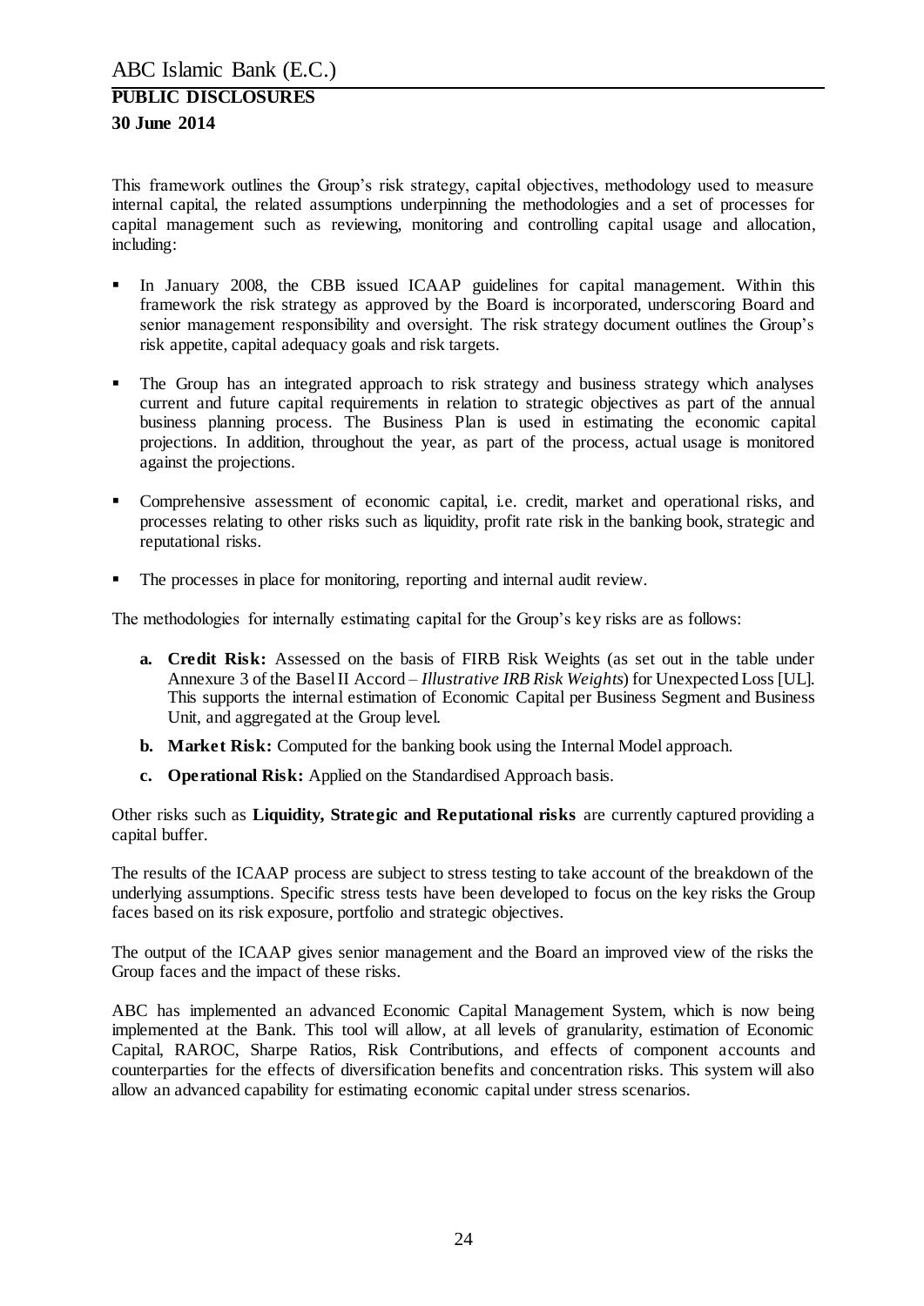This framework outlines the Group's risk strategy, capital objectives, methodology used to measure internal capital, the related assumptions underpinning the methodologies and a set of processes for capital management such as reviewing, monitoring and controlling capital usage and allocation, including:

- In January 2008, the CBB issued ICAAP guidelines for capital management. Within this framework the risk strategy as approved by the Board is incorporated, underscoring Board and senior management responsibility and oversight. The risk strategy document outlines the Group's risk appetite, capital adequacy goals and risk targets.
- The Group has an integrated approach to risk strategy and business strategy which analyses current and future capital requirements in relation to strategic objectives as part of the annual business planning process. The Business Plan is used in estimating the economic capital projections. In addition, throughout the year, as part of the process, actual usage is monitored against the projections.
- Comprehensive assessment of economic capital, i.e. credit, market and operational risks, and processes relating to other risks such as liquidity, profit rate risk in the banking book, strategic and reputational risks.
- The processes in place for monitoring, reporting and internal audit review.

The methodologies for internally estimating capital for the Group's key risks are as follows:

a. **Credit Risk:** Assessed on the basis of FIRB Risk Weights (as set out in the table under Annexure 3 of the Basel II Accord – *Illustrative IRB Risk Weights*) for Unexpected Loss [UL]. This supports the internal estimation of Economic Capital per Business Segment and Business Unit, and aggregated at the Group level.

b. **Market Risk:** Computed for the banking book using the Internal Model approach.

c. **Operational Risk:** Applied on the Standardised Approach basis.

Other risks such as **Liquidity, Strategic and Reputational risks** are currently captured providing a capital buffer.

The results of the ICAAP process are subject to stress testing to take account of the breakdown of the underlying assumptions. Specific stress tests have been developed to focus on the key risks the Group faces based on its risk exposure, portfolio and strategic objectives.

The output of the ICAAP gives senior management and the Board an improved view of the risks the Group faces and the impact of these risks.

ABC has implemented an advanced Economic Capital Management System, which is now being implemented at the Bank. This tool will allow, at all levels of granularity, estimation of Economic Capital, RAROC, Sharpe Ratios, Risk Contributions, and effects of component accounts and counterparties for the effects of diversification benefits and concentration risks. This system will also allow an advanced capability for estimating economic capital under stress scenarios.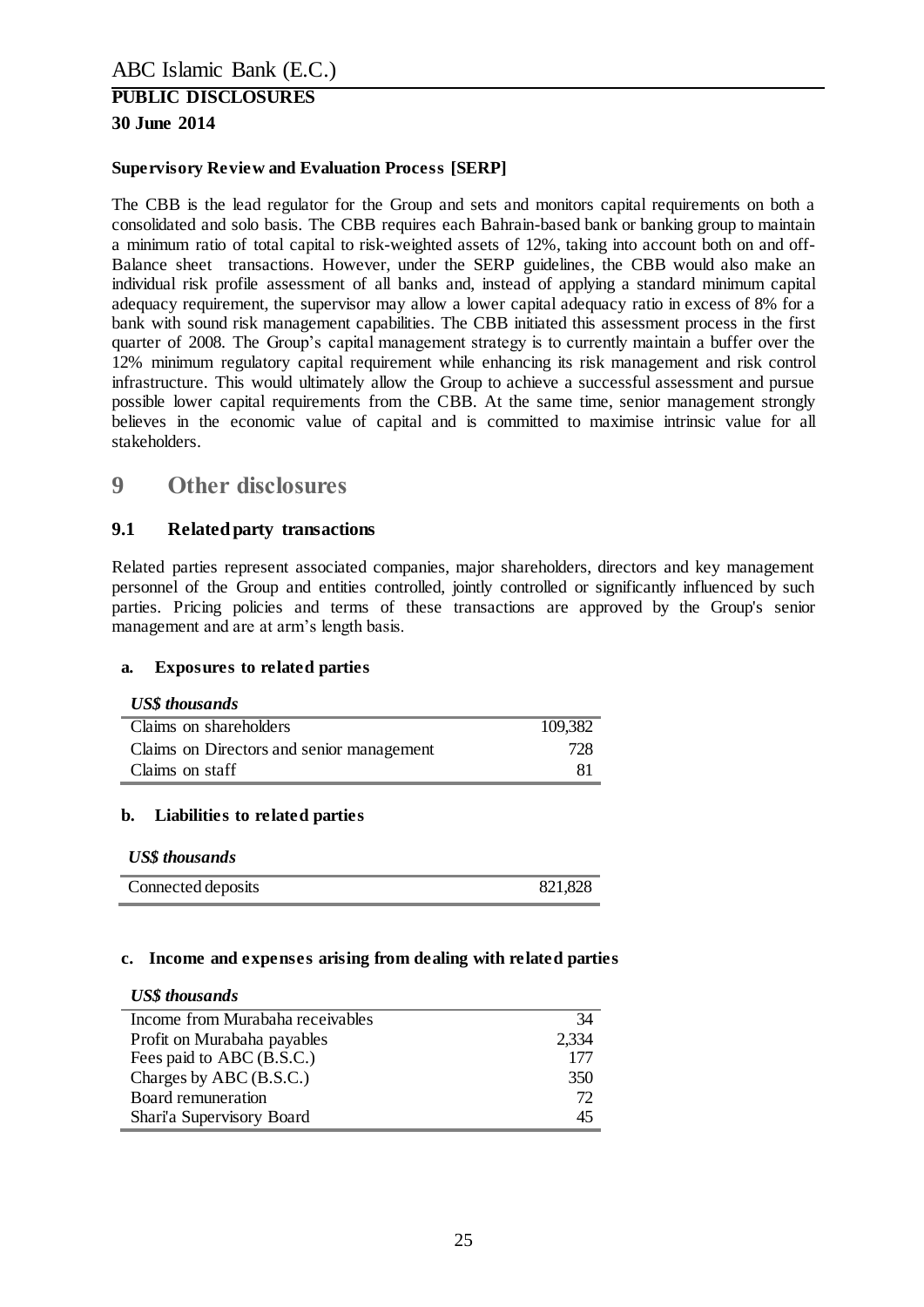**Supervisory Review and Evaluation Process [SERP]**

The CBB is the lead regulator for the Group and sets and monitors capital requirements on both a consolidated and solo basis. The CBB requires each Bahrain-based bank or banking group to maintain a minimum ratio of total capital to risk-weighted assets of 12%, taking into account both on and off-Balance sheet transactions. However, under the SERP guidelines, the CBB would also make an individual risk profile assessment of all banks and, instead of applying a standard minimum capital adequacy requirement, the supervisor may allow a lower capital adequacy ratio in excess of 8% for a bank with sound risk management capabilities. The CBB initiated this assessment process in the first quarter of 2008. The Group's capital management strategy is to currently maintain a buffer over the 12% minimum regulatory capital requirement while enhancing its risk management and risk control infrastructure. This would ultimately allow the Group to achieve a successful assessment and pursue possible lower capital requirements from the CBB. At the same time, senior management strongly believes in the economic value of capital and is committed to maximise intrinsic value for all stakeholders.

# 9 Other disclosures

## 9.1 Related party transactions

Related parties represent associated companies, major shareholders, directors and key management personnel of the Group and entities controlled, jointly controlled or significantly influenced by such parties. Pricing policies and terms of these transactions are approved by the Group's senior management and are at arm's length basis.

### a. Exposures to related parties

| *US$ thousands* | |
|---|---|
| Claims on shareholders | 109,382 |
| Claims on Directors and senior management | 728 |
| Claims on staff | 81 |

### b. Liabilities to related parties

| *US$ thousands* | |
|---|---|
| Connected deposits | 821,828 |

### c. Income and expenses arising from dealing with related parties

| *US$ thousands* | |
|---|---|
| Income from Murabaha receivables | 34 |
| Profit on Murabaha payables | 2,334 |
| Fees paid to ABC (B.S.C.) | 177 |
| Charges by ABC (B.S.C.) | 350 |
| Board remuneration | 72 |
| Shari'a Supervisory Board | 45 |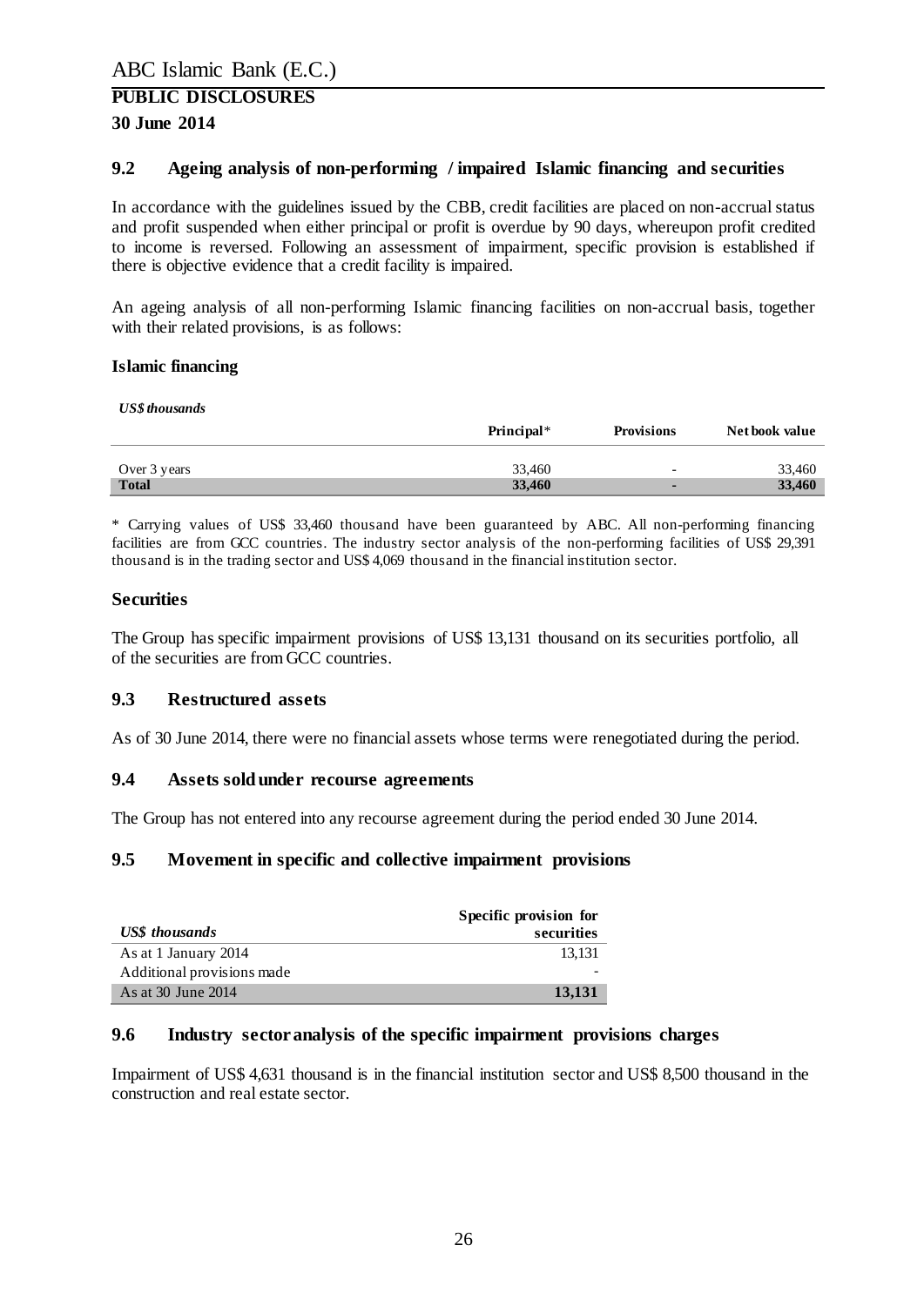### 9.2 Ageing analysis of non-performing / impaired Islamic financing and securities

In accordance with the guidelines issued by the CBB, credit facilities are placed on non-accrual status and profit suspended when either principal or profit is overdue by 90 days, whereupon profit credited to income is reversed. Following an assessment of impairment, specific provision is established if there is objective evidence that a credit facility is impaired.

An ageing analysis of all non-performing Islamic financing facilities on non-accrual basis, together with their related provisions, is as follows:

**Islamic financing**

*US$ thousands*

| | Principal* | Provisions | Net book value |
|---|---|---|---|
| Over 3 years | 33,460 | - | 33,460 |
| **Total** | **33,460** | **-** | **33,460** |

* Carrying values of US$ 33,460 thousand have been guaranteed by ABC. All non-performing financing facilities are from GCC countries. The industry sector analysis of the non-performing facilities of US$ 29,391 thousand is in the trading sector and US$ 4,069 thousand in the financial institution sector.

**Securities**

The Group has specific impairment provisions of US$ 13,131 thousand on its securities portfolio, all of the securities are from GCC countries.

### 9.3 Restructured assets

As of 30 June 2014, there were no financial assets whose terms were renegotiated during the period.

### 9.4 Assets sold under recourse agreements

The Group has not entered into any recourse agreement during the period ended 30 June 2014.

### 9.5 Movement in specific and collective impairment provisions

| *US$ thousands* | Specific provision for securities |
|---|---|
| As at 1 January 2014 | 13,131 |
| Additional provisions made | - |
| As at 30 June 2014 | **13,131** |

### 9.6 Industry sector analysis of the specific impairment provisions charges

Impairment of US$ 4,631 thousand is in the financial institution sector and US$ 8,500 thousand in the construction and real estate sector.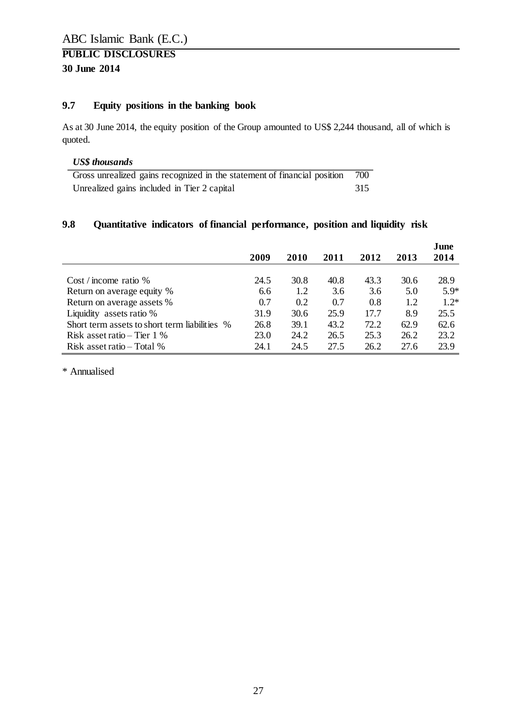ABC Islamic Bank (E.C.)

**PUBLIC DISCLOSURES**

**30 June 2014**

### 9.7 Equity positions in the banking book

As at 30 June 2014, the equity position of the Group amounted to US$ 2,244 thousand, all of which is quoted.

| *US$ thousands* | |
|---|---|
| Gross unrealized gains recognized in the statement of financial position | 700 |
| Unrealized gains included in Tier 2 capital | 315 |

### 9.8 Quantitative indicators of financial performance, position and liquidity risk

| | 2009 | 2010 | 2011 | 2012 | 2013 | June 2014 |
|---|---|---|---|---|---|---|
| Cost / income ratio % | 24.5 | 30.8 | 40.8 | 43.3 | 30.6 | 28.9 |
| Return on average equity % | 6.6 | 1.2 | 3.6 | 3.6 | 5.0 | 5.9* |
| Return on average assets % | 0.7 | 0.2 | 0.7 | 0.8 | 1.2 | 1.2* |
| Liquidity assets ratio % | 31.9 | 30.6 | 25.9 | 17.7 | 8.9 | 25.5 |
| Short term assets to short term liabilities % | 26.8 | 39.1 | 43.2 | 72.2 | 62.9 | 62.6 |
| Risk asset ratio – Tier 1 % | 23.0 | 24.2 | 26.5 | 25.3 | 26.2 | 23.2 |
| Risk asset ratio – Total % | 24.1 | 24.5 | 27.5 | 26.2 | 27.6 | 23.9 |

* Annualised